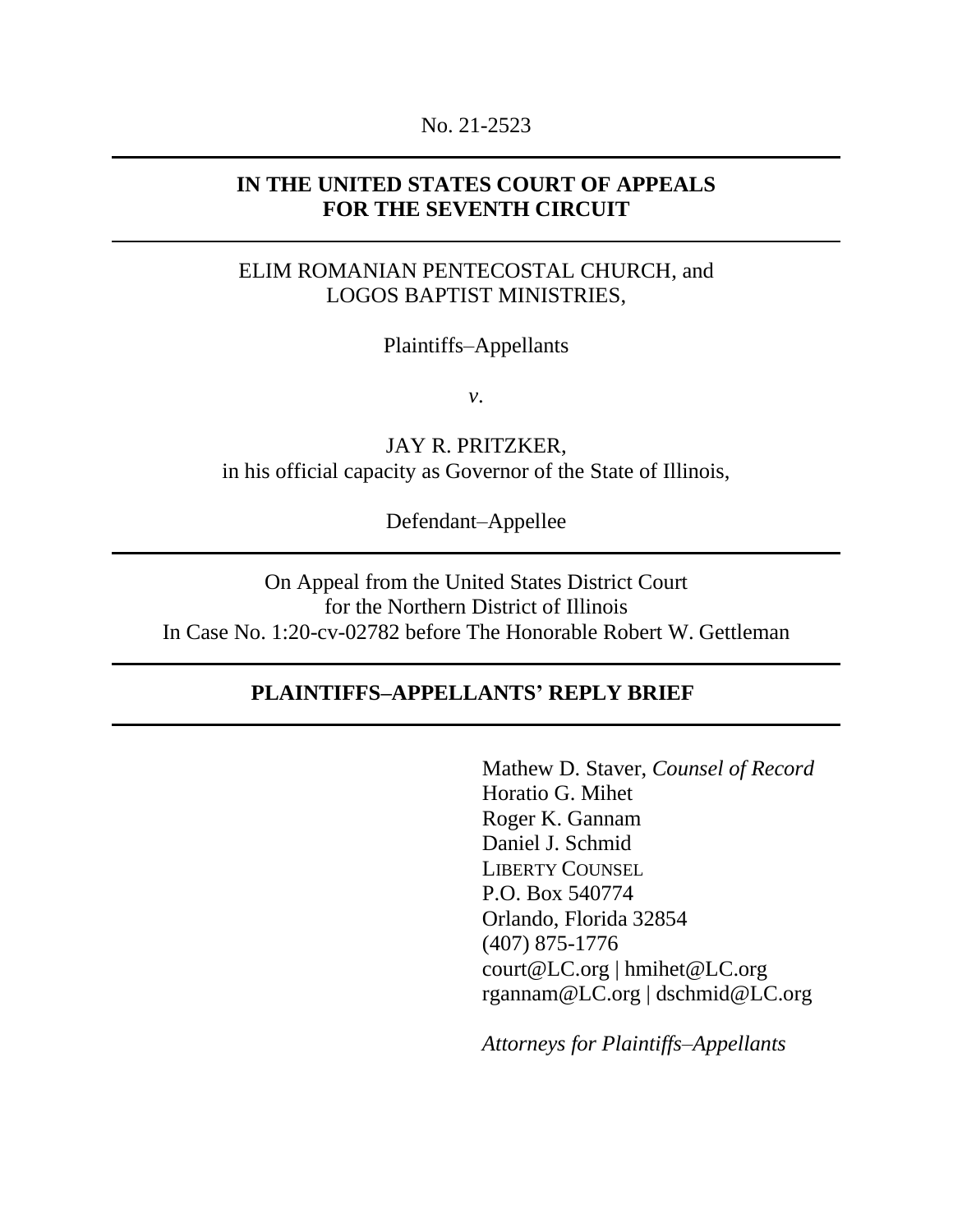No. 21-2523

---

**IN THE UNITED STATES COURT OF APPEALS**
**FOR THE SEVENTH CIRCUIT**

---

ELIM ROMANIAN PENTECOSTAL CHURCH, and
LOGOS BAPTIST MINISTRIES,

Plaintiffs–Appellants

*v*.

JAY R. PRITZKER,
in his official capacity as Governor of the State of Illinois,

Defendant–Appellee

---

On Appeal from the United States District Court
for the Northern District of Illinois
In Case No. 1:20-cv-02782 before The Honorable Robert W. Gettleman

---

**PLAINTIFFS–APPELLANTS' REPLY BRIEF**

---

Mathew D. Staver, *Counsel of Record*
Horatio G. Mihet
Roger K. Gannam
Daniel J. Schmid
LIBERTY COUNSEL
P.O. Box 540774
Orlando, Florida 32854
(407) 875-1776
court@LC.org | hmihet@LC.org
rgannam@LC.org | dschmid@LC.org

*Attorneys for Plaintiffs–Appellants*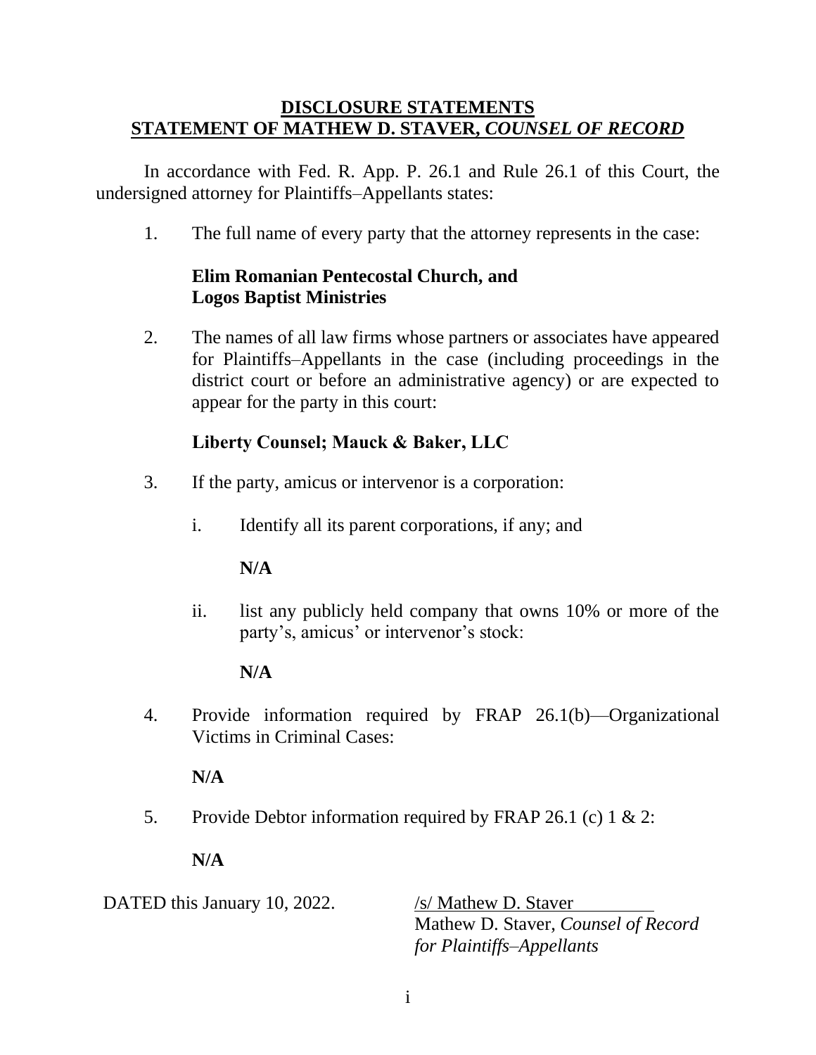# DISCLOSURE STATEMENTS
## STATEMENT OF MATHEW D. STAVER, *COUNSEL OF RECORD*

In accordance with Fed. R. App. P. 26.1 and Rule 26.1 of this Court, the undersigned attorney for Plaintiffs–Appellants states:

1. The full name of every party that the attorney represents in the case:

   **Elim Romanian Pentecostal Church, and**
   **Logos Baptist Ministries**

2. The names of all law firms whose partners or associates have appeared for Plaintiffs–Appellants in the case (including proceedings in the district court or before an administrative agency) or are expected to appear for the party in this court:

   **Liberty Counsel; Mauck & Baker, LLC**

3. If the party, amicus or intervenor is a corporation:

   i. Identify all its parent corporations, if any; and

      **N/A**

   ii. list any publicly held company that owns 10% or more of the party's, amicus' or intervenor's stock:

      **N/A**

4. Provide information required by FRAP 26.1(b)—Organizational Victims in Criminal Cases:

   **N/A**

5. Provide Debtor information required by FRAP 26.1 (c) 1 & 2:

   **N/A**

DATED this January 10, 2022.

/s/ Mathew D. Staver
Mathew D. Staver, *Counsel of Record for Plaintiffs–Appellants*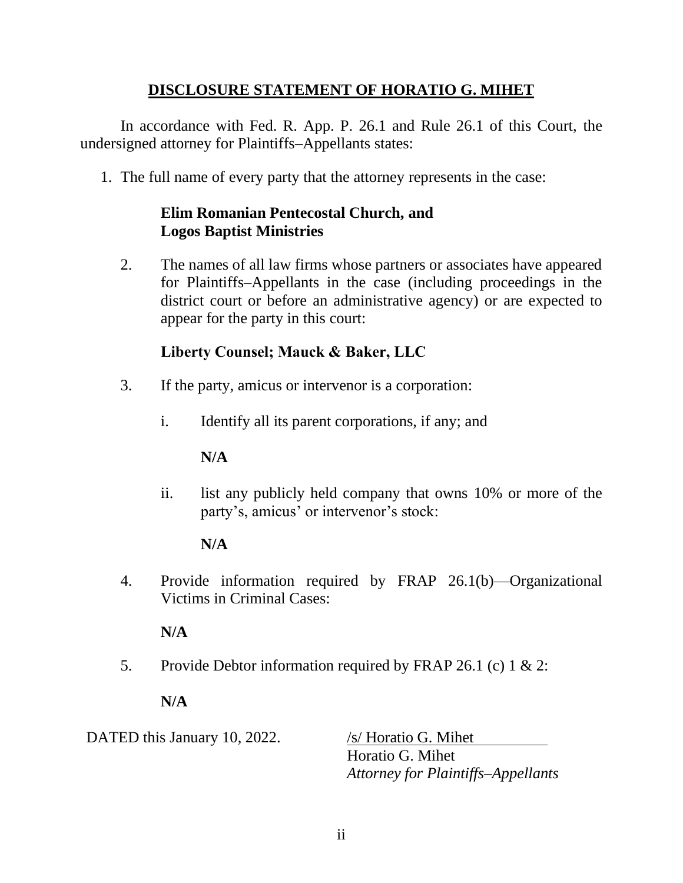## **DISCLOSURE STATEMENT OF HORATIO G. MIHET**

In accordance with Fed. R. App. P. 26.1 and Rule 26.1 of this Court, the undersigned attorney for Plaintiffs–Appellants states:

1. The full name of every party that the attorney represents in the case:

   **Elim Romanian Pentecostal Church, and**
   **Logos Baptist Ministries**

2. The names of all law firms whose partners or associates have appeared for Plaintiffs–Appellants in the case (including proceedings in the district court or before an administrative agency) or are expected to appear for the party in this court:

   **Liberty Counsel; Mauck & Baker, LLC**

3. If the party, amicus or intervenor is a corporation:

   i. Identify all its parent corporations, if any; and

      **N/A**

   ii. list any publicly held company that owns 10% or more of the party's, amicus' or intervenor's stock:

      **N/A**

4. Provide information required by FRAP 26.1(b)—Organizational Victims in Criminal Cases:

   **N/A**

5. Provide Debtor information required by FRAP 26.1 (c) 1 & 2:

   **N/A**

DATED this January 10, 2022.

/s/ Horatio G. Mihet
Horatio G. Mihet
*Attorney for Plaintiffs–Appellants*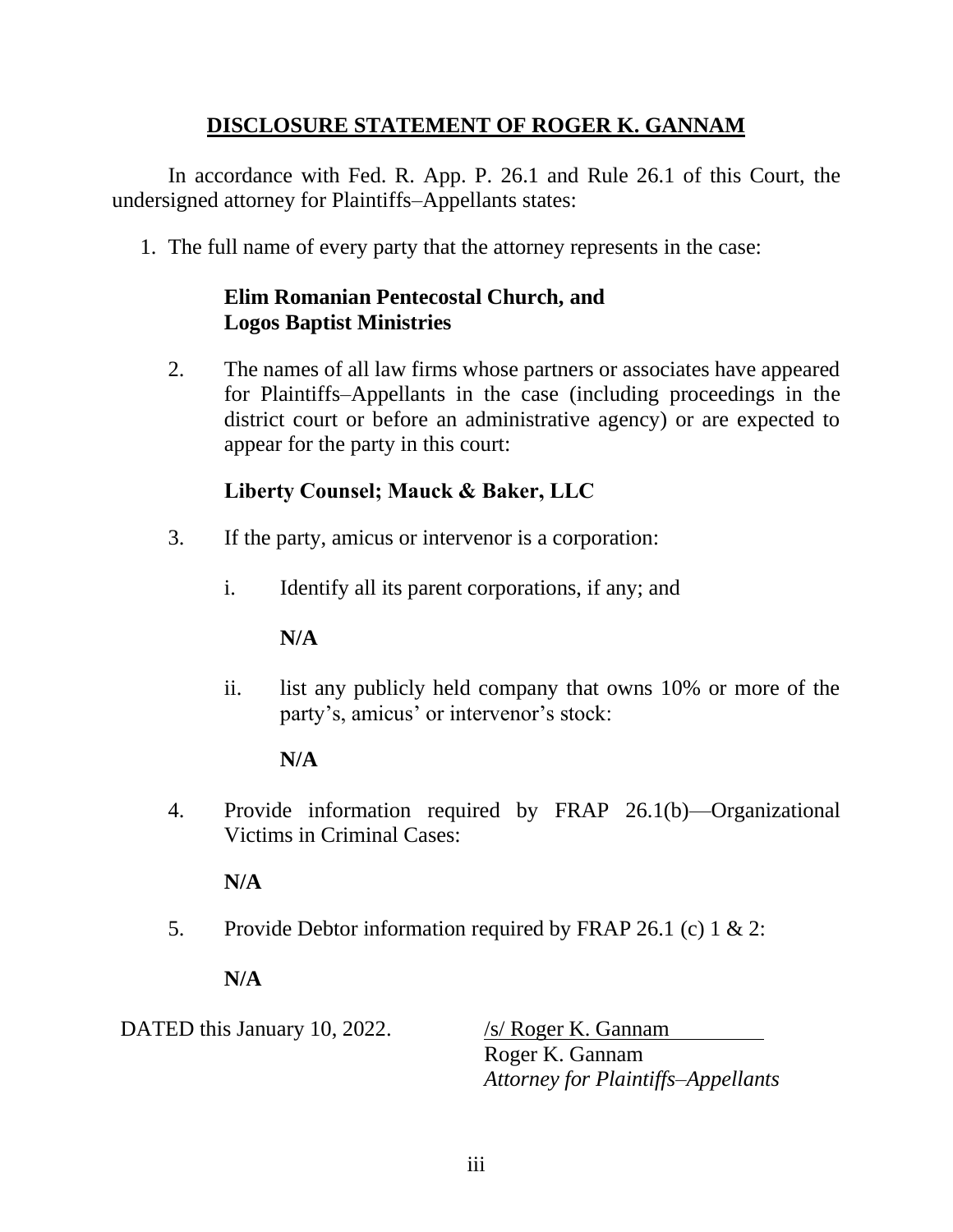## DISCLOSURE STATEMENT OF ROGER K. GANNAM

In accordance with Fed. R. App. P. 26.1 and Rule 26.1 of this Court, the undersigned attorney for Plaintiffs–Appellants states:

1. The full name of every party that the attorney represents in the case:

   **Elim Romanian Pentecostal Church, and**
   **Logos Baptist Ministries**

2. The names of all law firms whose partners or associates have appeared for Plaintiffs–Appellants in the case (including proceedings in the district court or before an administrative agency) or are expected to appear for the party in this court:

   **Liberty Counsel; Mauck & Baker, LLC**

3. If the party, amicus or intervenor is a corporation:

   i. Identify all its parent corporations, if any; and

      **N/A**

   ii. list any publicly held company that owns 10% or more of the party's, amicus' or intervenor's stock:

      **N/A**

4. Provide information required by FRAP 26.1(b)—Organizational Victims in Criminal Cases:

   **N/A**

5. Provide Debtor information required by FRAP 26.1 (c) 1 & 2:

   **N/A**

DATED this January 10, 2022.

/s/ Roger K. Gannam
Roger K. Gannam
*Attorney for Plaintiffs–Appellants*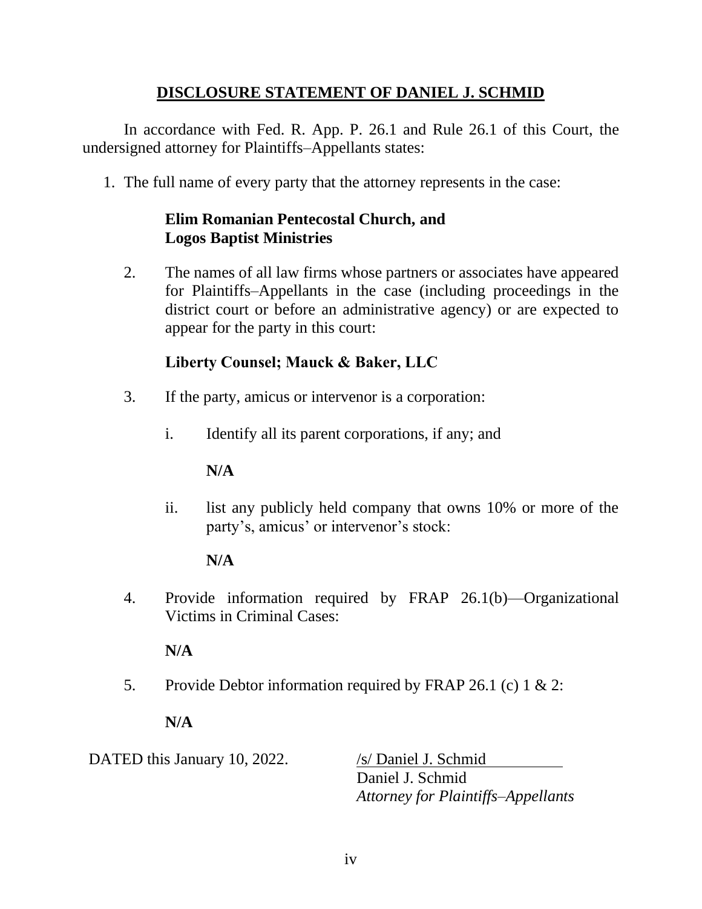## DISCLOSURE STATEMENT OF DANIEL J. SCHMID

In accordance with Fed. R. App. P. 26.1 and Rule 26.1 of this Court, the undersigned attorney for Plaintiffs–Appellants states:

1. The full name of every party that the attorney represents in the case:

   **Elim Romanian Pentecostal Church, and**
   **Logos Baptist Ministries**

2. The names of all law firms whose partners or associates have appeared for Plaintiffs–Appellants in the case (including proceedings in the district court or before an administrative agency) or are expected to appear for the party in this court:

   **Liberty Counsel; Mauck & Baker, LLC**

3. If the party, amicus or intervenor is a corporation:

   i. Identify all its parent corporations, if any; and

      **N/A**

   ii. list any publicly held company that owns 10% or more of the party's, amicus' or intervenor's stock:

      **N/A**

4. Provide information required by FRAP 26.1(b)—Organizational Victims in Criminal Cases:

   **N/A**

5. Provide Debtor information required by FRAP 26.1 (c) 1 & 2:

   **N/A**

DATED this January 10, 2022.

/s/ Daniel J. Schmid
Daniel J. Schmid
*Attorney for Plaintiffs–Appellants*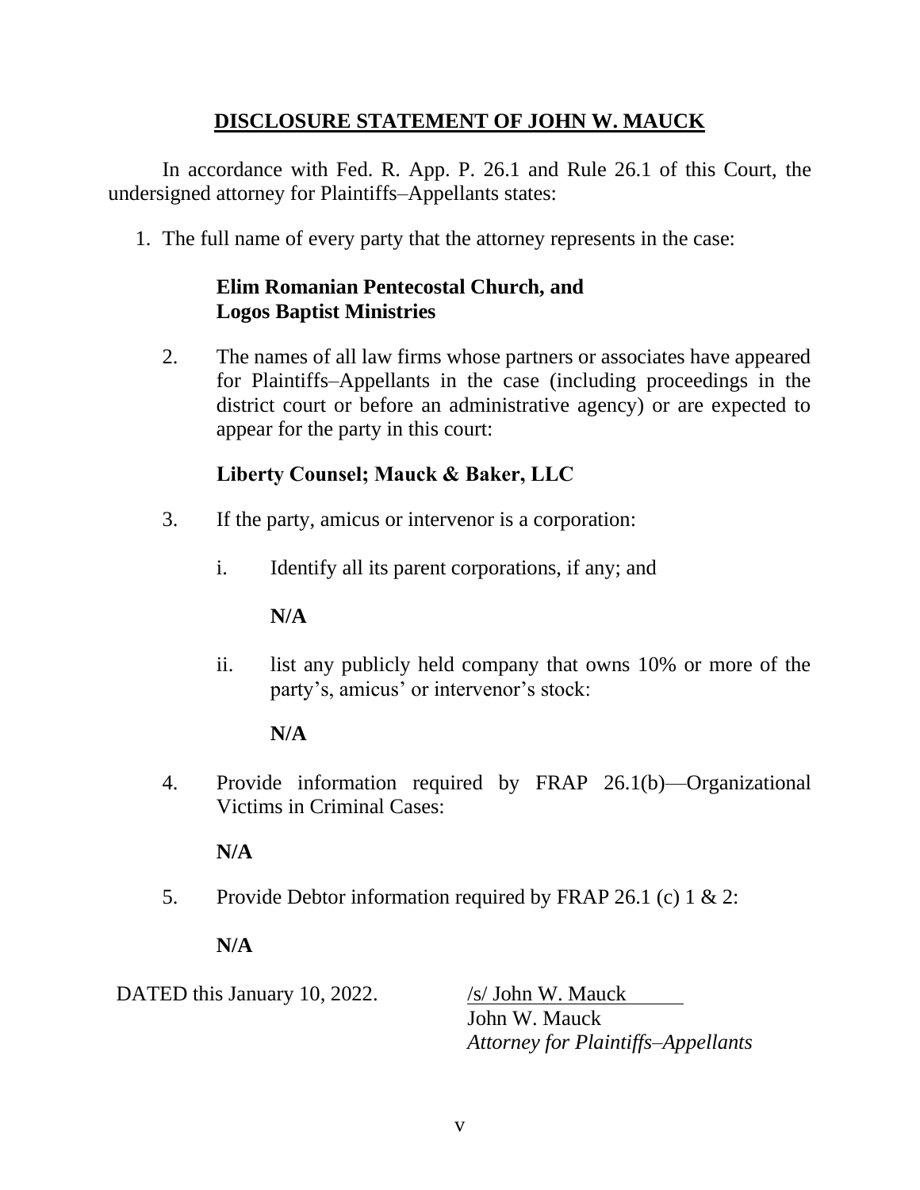## DISCLOSURE STATEMENT OF JOHN W. MAUCK

In accordance with Fed. R. App. P. 26.1 and Rule 26.1 of this Court, the undersigned attorney for Plaintiffs–Appellants states:

1. The full name of every party that the attorney represents in the case:

   **Elim Romanian Pentecostal Church, and**
   **Logos Baptist Ministries**

2. The names of all law firms whose partners or associates have appeared for Plaintiffs–Appellants in the case (including proceedings in the district court or before an administrative agency) or are expected to appear for the party in this court:

   **Liberty Counsel; Mauck & Baker, LLC**

3. If the party, amicus or intervenor is a corporation:

   i. Identify all its parent corporations, if any; and

      **N/A**

   ii. list any publicly held company that owns 10% or more of the party's, amicus' or intervenor's stock:

      **N/A**

4. Provide information required by FRAP 26.1(b)—Organizational Victims in Criminal Cases:

   **N/A**

5. Provide Debtor information required by FRAP 26.1 (c) 1 & 2:

   **N/A**

DATED this January 10, 2022.

/s/ John W. Mauck
John W. Mauck
*Attorney for Plaintiffs–Appellants*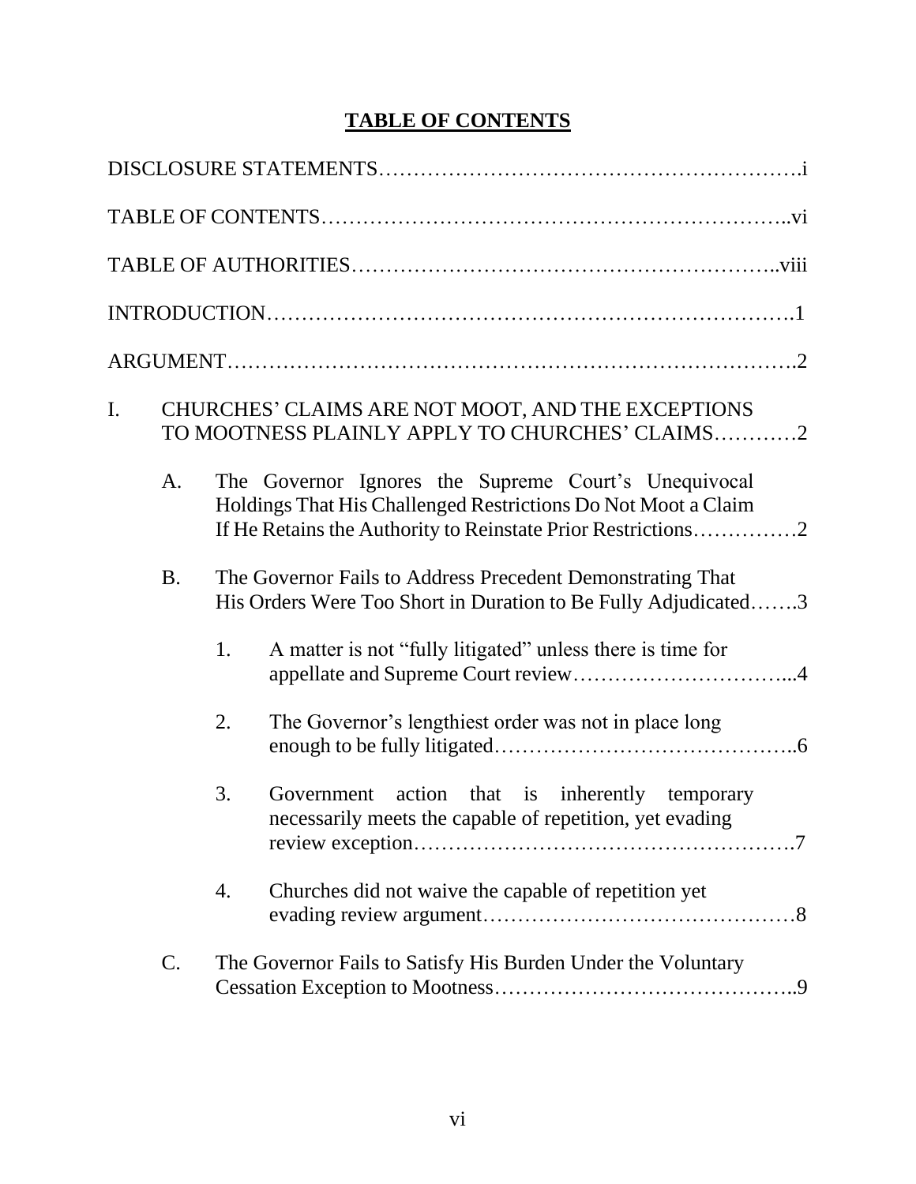# TABLE OF CONTENTS

DISCLOSURE STATEMENTS……………………………………………………….i

TABLE OF CONTENTS……………………………………………………………..vi

TABLE OF AUTHORITIES………………………………………………………..viii

INTRODUCTION……………………………………………………………….1

ARGUMENT……………………………………………………………………….2

I. CHURCHES' CLAIMS ARE NOT MOOT, AND THE EXCEPTIONS TO MOOTNESS PLAINLY APPLY TO CHURCHES' CLAIMS…………2

   A. The Governor Ignores the Supreme Court's Unequivocal Holdings That His Challenged Restrictions Do Not Moot a Claim If He Retains the Authority to Reinstate Prior Restrictions……………2

   B. The Governor Fails to Address Precedent Demonstrating That His Orders Were Too Short in Duration to Be Fully Adjudicated…….3

      1. A matter is not "fully litigated" unless there is time for appellate and Supreme Court review…………………………...4

      2. The Governor's lengthiest order was not in place long enough to be fully litigated……………………………………..6

      3. Government action that is inherently temporary necessarily meets the capable of repetition, yet evading review exception……………………………………………….7

      4. Churches did not waive the capable of repetition yet evading review argument………………………………………8

   C. The Governor Fails to Satisfy His Burden Under the Voluntary Cessation Exception to Mootness……………………………………..9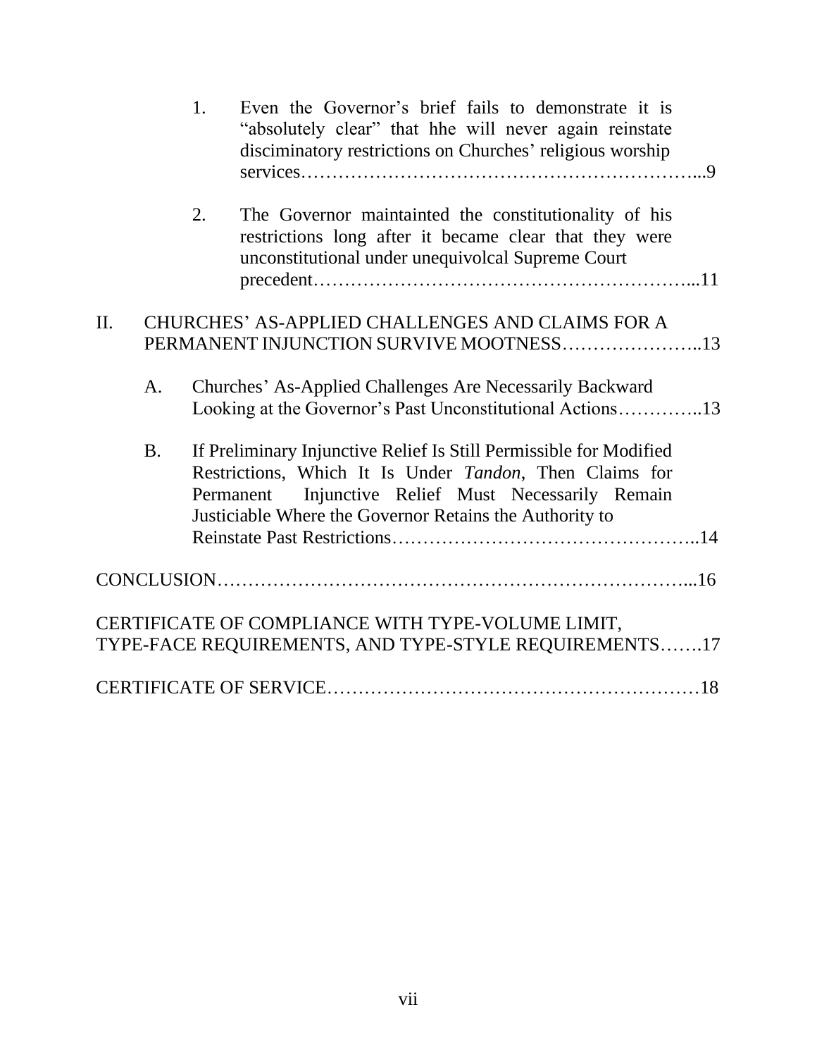1. Even the Governor's brief fails to demonstrate it is "absolutely clear" that hhe will never again reinstate disciminatory restrictions on Churches' religious worship services…………………………………………………………...9

2. The Governor maintainted the constitutionality of his restrictions long after it became clear that they were unconstitutional under unequivolcal Supreme Court precedent…………………………………………………………...11

II. CHURCHES' AS-APPLIED CHALLENGES AND CLAIMS FOR A PERMANENT INJUNCTION SURVIVE MOOTNESS…………………..13

A. Churches' As-Applied Challenges Are Necessarily Backward Looking at the Governor's Past Unconstitutional Actions…………..13

B. If Preliminary Injunctive Relief Is Still Permissible for Modified Restrictions, Which It Is Under *Tandon*, Then Claims for Permanent Injunctive Relief Must Necessarily Remain Justiciable Where the Governor Retains the Authority to Reinstate Past Restrictions……………………………………………..14

CONCLUSION…………………………………………………………………...16

CERTIFICATE OF COMPLIANCE WITH TYPE-VOLUME LIMIT, TYPE-FACE REQUIREMENTS, AND TYPE-STYLE REQUIREMENTS…….17

CERTIFICATE OF SERVICE……………………………………………………18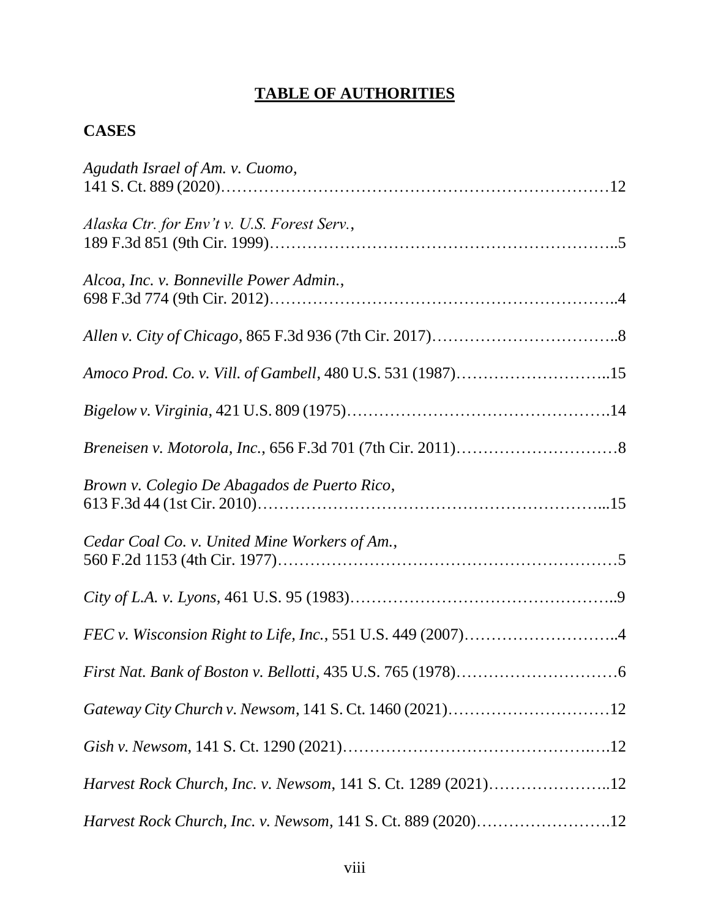## TABLE OF AUTHORITIES

### CASES

*Agudath Israel of Am. v. Cuomo*,
141 S. Ct. 889 (2020)……………………………………………………………12

*Alaska Ctr. for Env't v. U.S. Forest Serv.*,
189 F.3d 851 (9th Cir. 1999)……………………………………………………..5

*Alcoa, Inc. v. Bonneville Power Admin.*,
698 F.3d 774 (9th Cir. 2012)……………………………………………………..4

*Allen v. City of Chicago*, 865 F.3d 936 (7th Cir. 2017)……………………………..8

*Amoco Prod. Co. v. Vill. of Gambell*, 480 U.S. 531 (1987)………………………..15

*Bigelow v. Virginia*, 421 U.S. 809 (1975)……………………………………….14

*Breneisen v. Motorola, Inc.*, 656 F.3d 701 (7th Cir. 2011)…………………………8

*Brown v. Colegio De Abagados de Puerto Rico*,
613 F.3d 44 (1st Cir. 2010)……………………………………………………...15

*Cedar Coal Co. v. United Mine Workers of Am.*,
560 F.2d 1153 (4th Cir. 1977)……………………………………………………5

*City of L.A. v. Lyons*, 461 U.S. 95 (1983)………………………………………..9

*FEC v. Wisconsion Right to Life, Inc.*, 551 U.S. 449 (2007)………………………..4

*First Nat. Bank of Boston v. Bellotti*, 435 U.S. 765 (1978)…………………………6

*Gateway City Church v. Newsom*, 141 S. Ct. 1460 (2021)…………………………12

*Gish v. Newsom*, 141 S. Ct. 1290 (2021)……………………………………….12

*Harvest Rock Church, Inc. v. Newsom*, 141 S. Ct. 1289 (2021)…………………..12

*Harvest Rock Church, Inc. v. Newsom*, 141 S. Ct. 889 (2020)…………………….12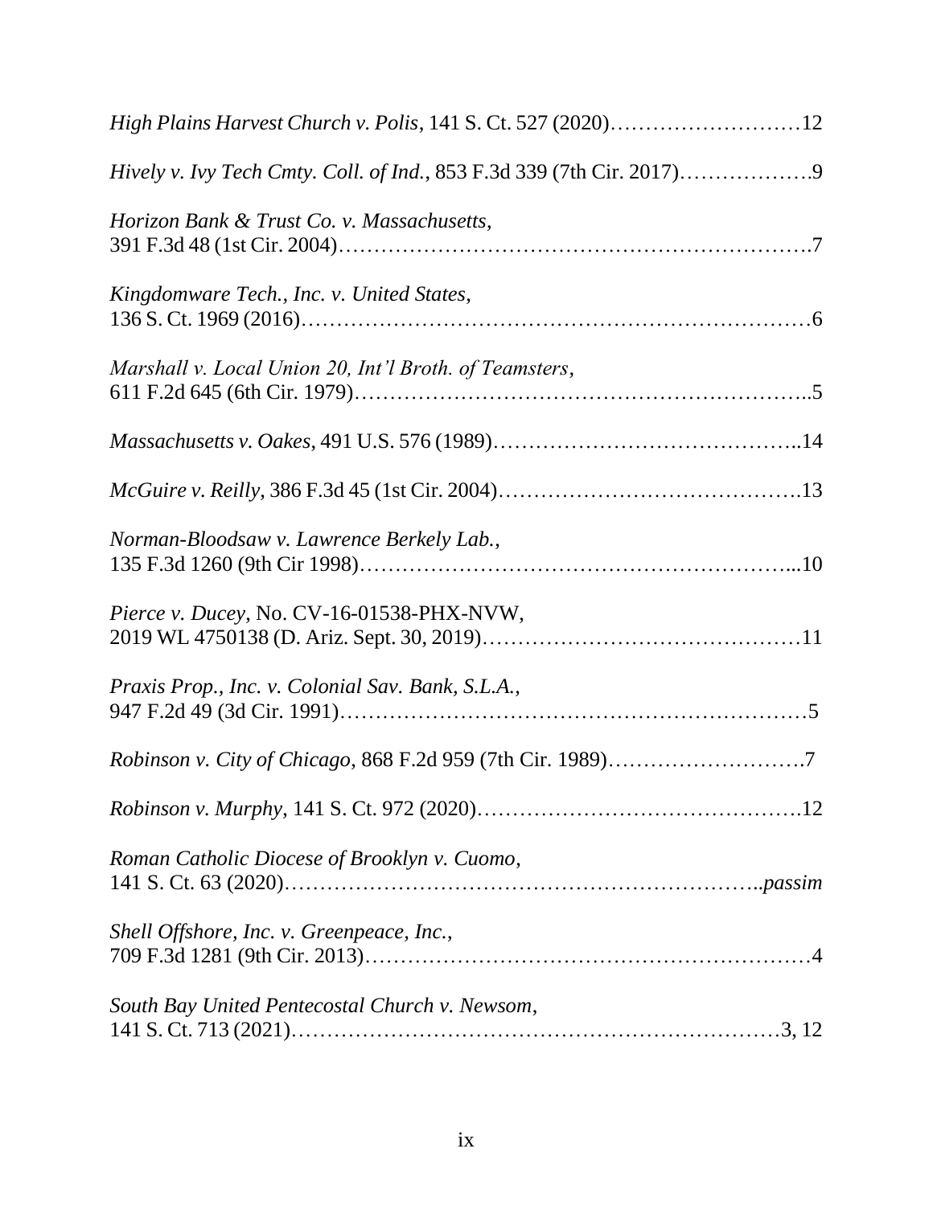*High Plains Harvest Church v. Polis*, 141 S. Ct. 527 (2020)……………………….12

*Hively v. Ivy Tech Cmty. Coll. of Ind.*, 853 F.3d 339 (7th Cir. 2017)……………….9

*Horizon Bank & Trust Co. v. Massachusetts*,
391 F.3d 48 (1st Cir. 2004)……………………………………………………….7

*Kingdomware Tech., Inc. v. United States*,
136 S. Ct. 1969 (2016)……………………………………………………………6

*Marshall v. Local Union 20, Int'l Broth. of Teamsters*,
611 F.2d 645 (6th Cir. 1979)……………………………………………………..5

*Massachusetts v. Oakes*, 491 U.S. 576 (1989)……………………………………..14

*McGuire v. Reilly*, 386 F.3d 45 (1st Cir. 2004)…………………………………….13

*Norman-Bloodsaw v. Lawrence Berkely Lab.*,
135 F.3d 1260 (9th Cir 1998)……………………………………………………...10

*Pierce v. Ducey*, No. CV-16-01538-PHX-NVW,
2019 WL 4750138 (D. Ariz. Sept. 30, 2019)………………………………………11

*Praxis Prop., Inc. v. Colonial Sav. Bank, S.L.A.*,
947 F.2d 49 (3d Cir. 1991)…………………………………………………………5

*Robinson v. City of Chicago*, 868 F.2d 959 (7th Cir. 1989)……………………….7

*Robinson v. Murphy*, 141 S. Ct. 972 (2020)……………………………………….12

*Roman Catholic Diocese of Brooklyn v. Cuomo*,
141 S. Ct. 63 (2020)……………………………………………………..*passim*

*Shell Offshore, Inc. v. Greenpeace, Inc.*,
709 F.3d 1281 (9th Cir. 2013)……………………………………………………4

*South Bay United Pentecostal Church v. Newsom*,
141 S. Ct. 713 (2021)……………………………………………………………3, 12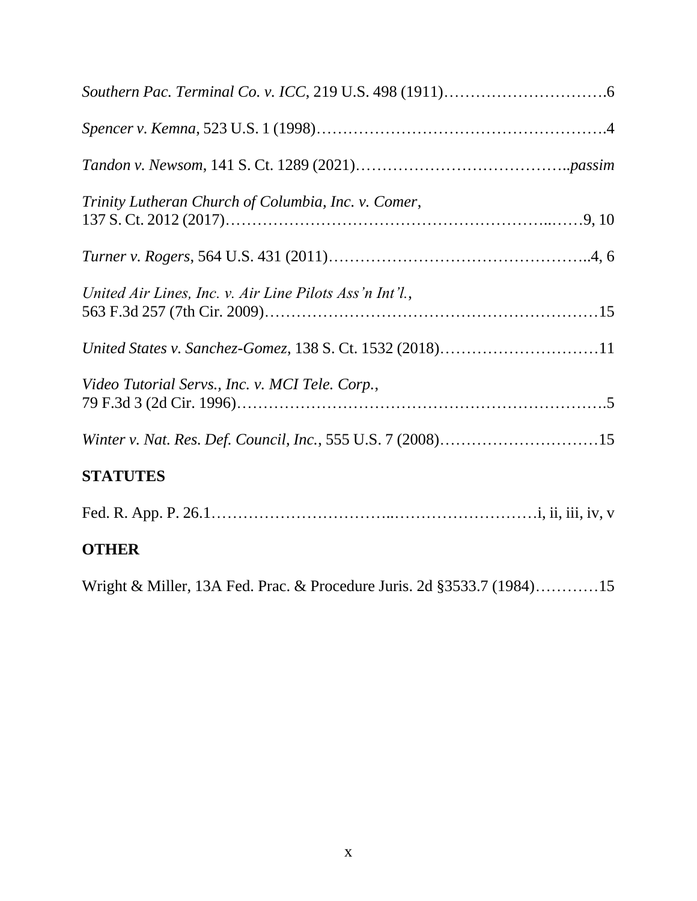*Southern Pac. Terminal Co. v. ICC*, 219 U.S. 498 (1911)………………………….6

*Spencer v. Kemna*, 523 U.S. 1 (1998)……………………………………………….4

*Tandon v. Newsom*, 141 S. Ct. 1289 (2021)………………………………..*passim*

*Trinity Lutheran Church of Columbia, Inc. v. Comer*,
137 S. Ct. 2012 (2017)………………………………………………...……9, 10

*Turner v. Rogers*, 564 U.S. 431 (2011)………………………………………..4, 6

*United Air Lines, Inc. v. Air Line Pilots Ass'n Int'l.*,
563 F.3d 257 (7th Cir. 2009)……………………………………………………15

*United States v. Sanchez-Gomez*, 138 S. Ct. 1532 (2018)…………………………11

*Video Tutorial Servs., Inc. v. MCI Tele. Corp.*,
79 F.3d 3 (2d Cir. 1996)………………………………………………………….5

*Winter v. Nat. Res. Def. Council, Inc.*, 555 U.S. 7 (2008)…………………………15

## STATUTES

Fed. R. App. P. 26.1…………………………..………………………i, ii, iii, iv, v

## OTHER

Wright & Miller, 13A Fed. Prac. & Procedure Juris. 2d §3533.7 (1984)…………15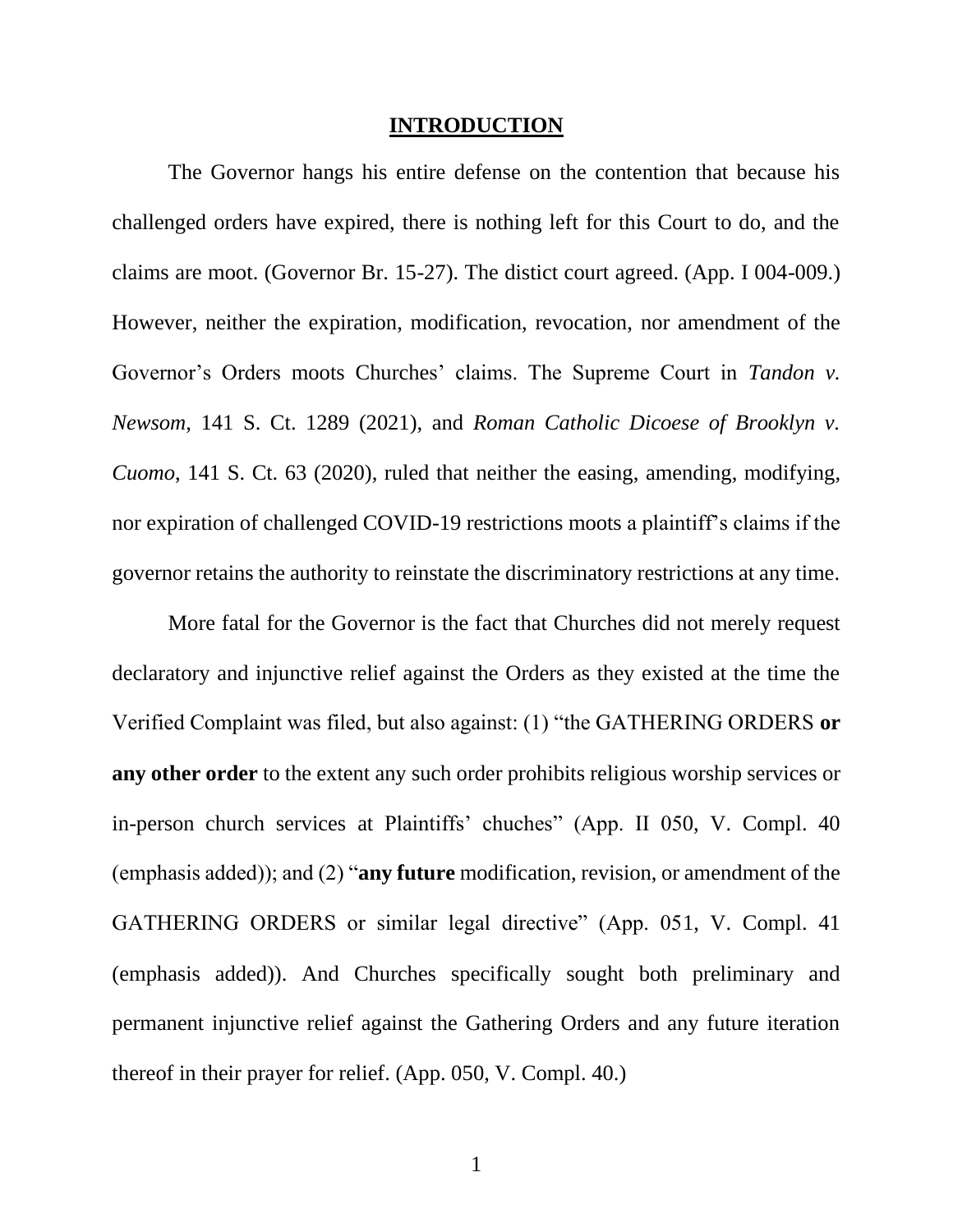# INTRODUCTION

The Governor hangs his entire defense on the contention that because his challenged orders have expired, there is nothing left for this Court to do, and the claims are moot. (Governor Br. 15-27). The distict court agreed. (App. I 004-009.) However, neither the expiration, modification, revocation, nor amendment of the Governor's Orders moots Churches' claims. The Supreme Court in *Tandon v. Newsom*, 141 S. Ct. 1289 (2021), and *Roman Catholic Dicoese of Brooklyn v. Cuomo*, 141 S. Ct. 63 (2020), ruled that neither the easing, amending, modifying, nor expiration of challenged COVID-19 restrictions moots a plaintiff's claims if the governor retains the authority to reinstate the discriminatory restrictions at any time.

More fatal for the Governor is the fact that Churches did not merely request declaratory and injunctive relief against the Orders as they existed at the time the Verified Complaint was filed, but also against: (1) "the GATHERING ORDERS **or any other order** to the extent any such order prohibits religious worship services or in-person church services at Plaintiffs' chuches" (App. II 050, V. Compl. 40 (emphasis added)); and (2) "**any future** modification, revision, or amendment of the GATHERING ORDERS or similar legal directive" (App. 051, V. Compl. 41 (emphasis added)). And Churches specifically sought both preliminary and permanent injunctive relief against the Gathering Orders and any future iteration thereof in their prayer for relief. (App. 050, V. Compl. 40.)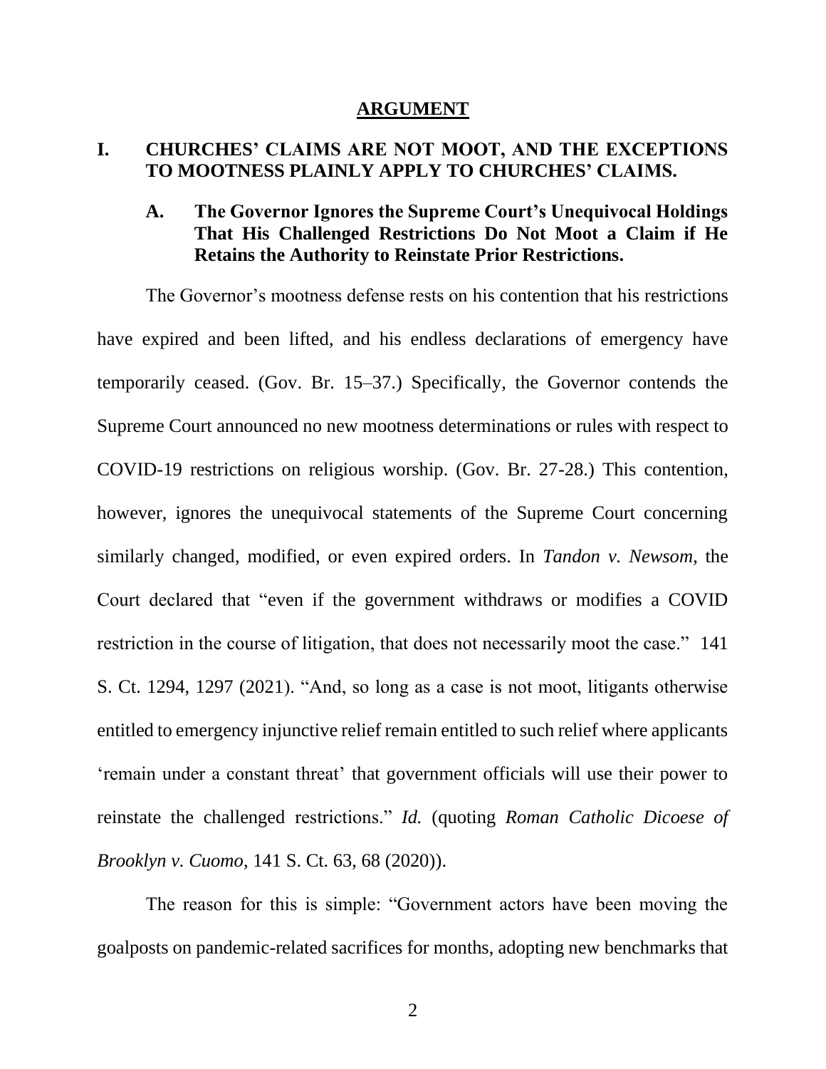## ARGUMENT

### I. CHURCHES' CLAIMS ARE NOT MOOT, AND THE EXCEPTIONS TO MOOTNESS PLAINLY APPLY TO CHURCHES' CLAIMS.

#### A. The Governor Ignores the Supreme Court's Unequivocal Holdings That His Challenged Restrictions Do Not Moot a Claim if He Retains the Authority to Reinstate Prior Restrictions.

The Governor's mootness defense rests on his contention that his restrictions have expired and been lifted, and his endless declarations of emergency have temporarily ceased. (Gov. Br. 15–37.) Specifically, the Governor contends the Supreme Court announced no new mootness determinations or rules with respect to COVID-19 restrictions on religious worship. (Gov. Br. 27-28.) This contention, however, ignores the unequivocal statements of the Supreme Court concerning similarly changed, modified, or even expired orders. In *Tandon v. Newsom*, the Court declared that "even if the government withdraws or modifies a COVID restriction in the course of litigation, that does not necessarily moot the case." 141 S. Ct. 1294, 1297 (2021). "And, so long as a case is not moot, litigants otherwise entitled to emergency injunctive relief remain entitled to such relief where applicants 'remain under a constant threat' that government officials will use their power to reinstate the challenged restrictions." *Id.* (quoting *Roman Catholic Dicoese of Brooklyn v. Cuomo*, 141 S. Ct. 63, 68 (2020)).

The reason for this is simple: "Government actors have been moving the goalposts on pandemic-related sacrifices for months, adopting new benchmarks that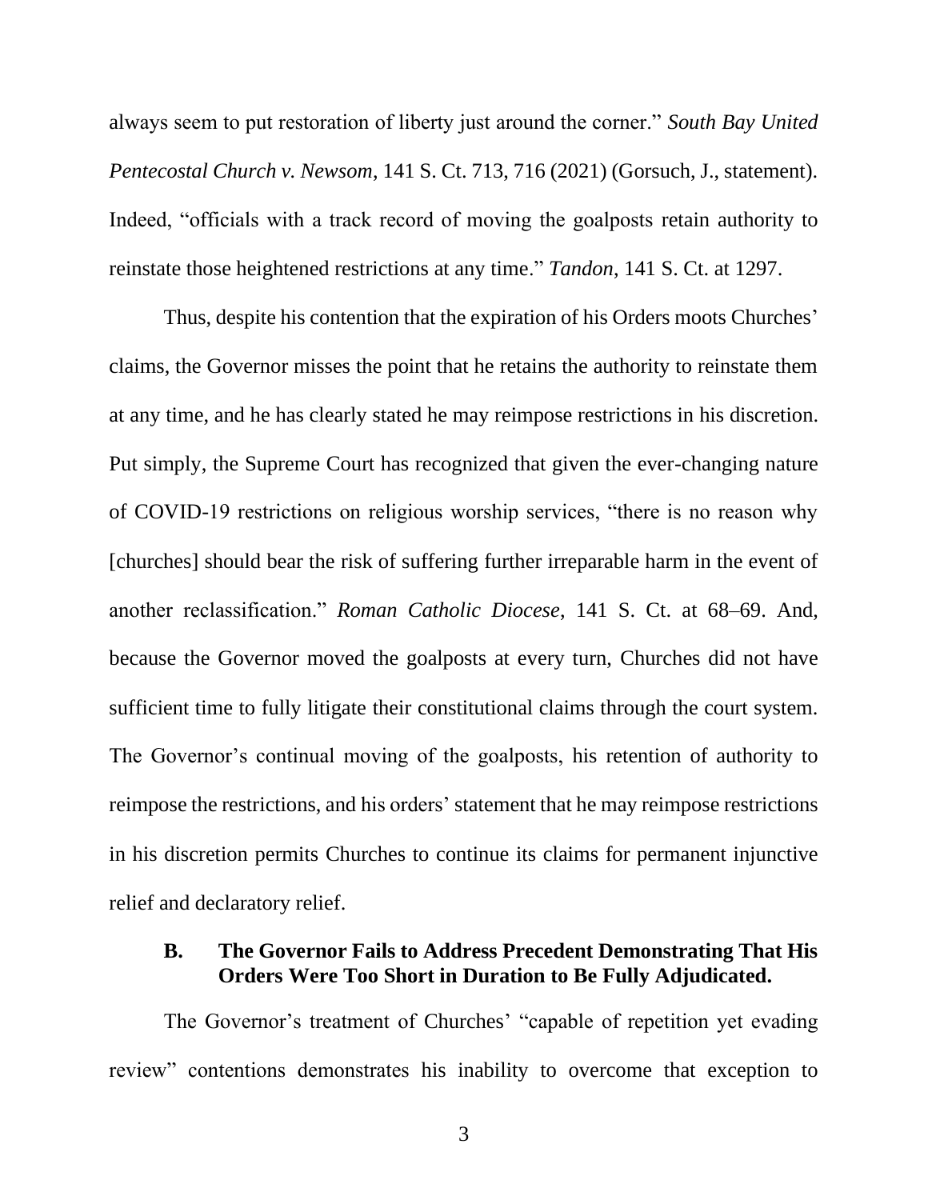always seem to put restoration of liberty just around the corner." *South Bay United Pentecostal Church v. Newsom*, 141 S. Ct. 713, 716 (2021) (Gorsuch, J., statement). Indeed, "officials with a track record of moving the goalposts retain authority to reinstate those heightened restrictions at any time." *Tandon*, 141 S. Ct. at 1297.

Thus, despite his contention that the expiration of his Orders moots Churches' claims, the Governor misses the point that he retains the authority to reinstate them at any time, and he has clearly stated he may reimpose restrictions in his discretion. Put simply, the Supreme Court has recognized that given the ever-changing nature of COVID-19 restrictions on religious worship services, "there is no reason why [churches] should bear the risk of suffering further irreparable harm in the event of another reclassification." *Roman Catholic Diocese*, 141 S. Ct. at 68–69. And, because the Governor moved the goalposts at every turn, Churches did not have sufficient time to fully litigate their constitutional claims through the court system. The Governor's continual moving of the goalposts, his retention of authority to reimpose the restrictions, and his orders' statement that he may reimpose restrictions in his discretion permits Churches to continue its claims for permanent injunctive relief and declaratory relief.

### B. The Governor Fails to Address Precedent Demonstrating That His Orders Were Too Short in Duration to Be Fully Adjudicated.

The Governor's treatment of Churches' "capable of repetition yet evading review" contentions demonstrates his inability to overcome that exception to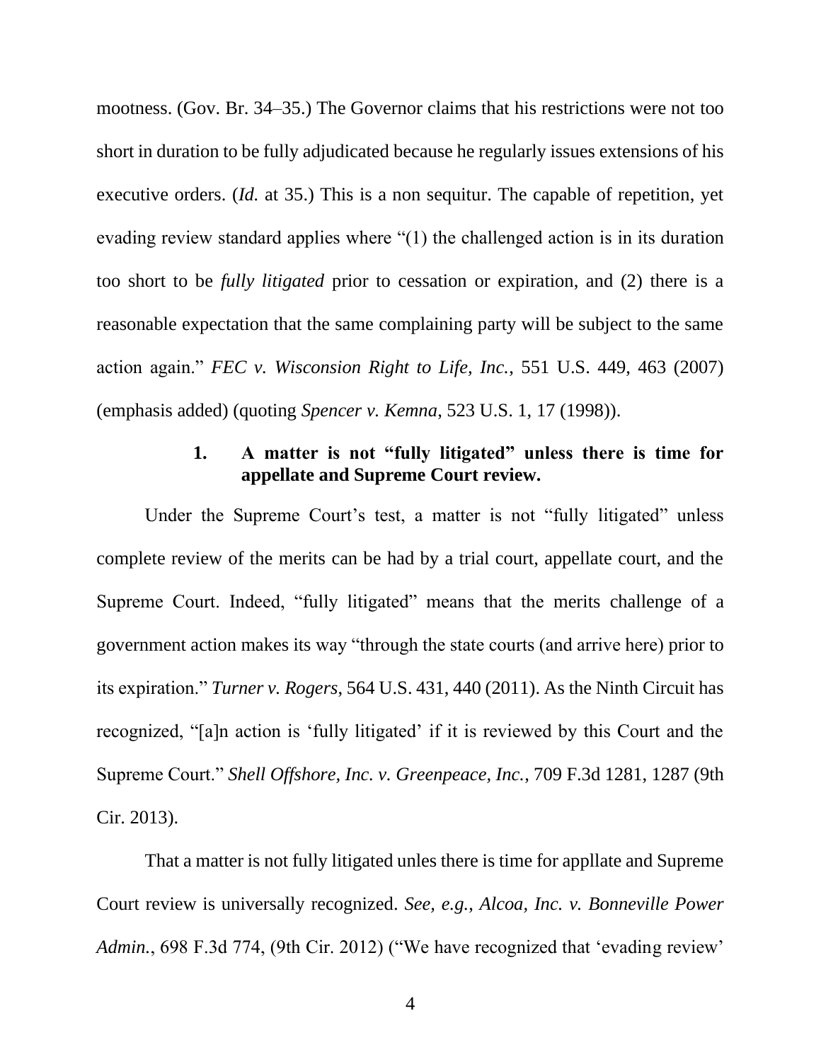mootness. (Gov. Br. 34–35.) The Governor claims that his restrictions were not too short in duration to be fully adjudicated because he regularly issues extensions of his executive orders. (*Id.* at 35.) This is a non sequitur. The capable of repetition, yet evading review standard applies where "(1) the challenged action is in its duration too short to be *fully litigated* prior to cessation or expiration, and (2) there is a reasonable expectation that the same complaining party will be subject to the same action again." *FEC v. Wisconsion Right to Life, Inc.*, 551 U.S. 449, 463 (2007) (emphasis added) (quoting *Spencer v. Kemna*, 523 U.S. 1, 17 (1998)).

### 1. A matter is not "fully litigated" unless there is time for appellate and Supreme Court review.

Under the Supreme Court's test, a matter is not "fully litigated" unless complete review of the merits can be had by a trial court, appellate court, and the Supreme Court. Indeed, "fully litigated" means that the merits challenge of a government action makes its way "through the state courts (and arrive here) prior to its expiration." *Turner v. Rogers*, 564 U.S. 431, 440 (2011). As the Ninth Circuit has recognized, "[a]n action is 'fully litigated' if it is reviewed by this Court and the Supreme Court." *Shell Offshore, Inc. v. Greenpeace, Inc.*, 709 F.3d 1281, 1287 (9th Cir. 2013).

That a matter is not fully litigated unles there is time for appllate and Supreme Court review is universally recognized. *See, e.g.*, *Alcoa, Inc. v. Bonneville Power Admin.*, 698 F.3d 774, (9th Cir. 2012) ("We have recognized that 'evading review'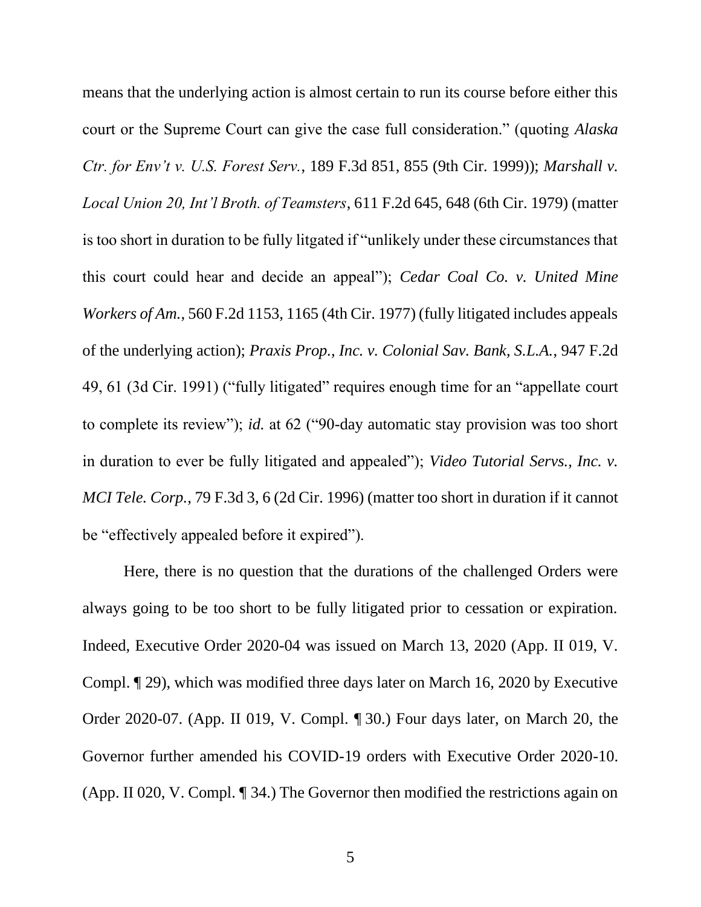means that the underlying action is almost certain to run its course before either this court or the Supreme Court can give the case full consideration." (quoting *Alaska Ctr. for Env't v. U.S. Forest Serv.*, 189 F.3d 851, 855 (9th Cir. 1999)); *Marshall v. Local Union 20, Int'l Broth. of Teamsters*, 611 F.2d 645, 648 (6th Cir. 1979) (matter is too short in duration to be fully litgated if "unlikely under these circumstances that this court could hear and decide an appeal"); *Cedar Coal Co. v. United Mine Workers of Am.*, 560 F.2d 1153, 1165 (4th Cir. 1977) (fully litigated includes appeals of the underlying action); *Praxis Prop., Inc. v. Colonial Sav. Bank, S.L.A.*, 947 F.2d 49, 61 (3d Cir. 1991) ("fully litigated" requires enough time for an "appellate court to complete its review"); *id.* at 62 ("90-day automatic stay provision was too short in duration to ever be fully litigated and appealed"); *Video Tutorial Servs., Inc. v. MCI Tele. Corp.*, 79 F.3d 3, 6 (2d Cir. 1996) (matter too short in duration if it cannot be "effectively appealed before it expired").

Here, there is no question that the durations of the challenged Orders were always going to be too short to be fully litigated prior to cessation or expiration. Indeed, Executive Order 2020-04 was issued on March 13, 2020 (App. II 019, V. Compl. ¶ 29), which was modified three days later on March 16, 2020 by Executive Order 2020-07. (App. II 019, V. Compl. ¶ 30.) Four days later, on March 20, the Governor further amended his COVID-19 orders with Executive Order 2020-10. (App. II 020, V. Compl. ¶ 34.) The Governor then modified the restrictions again on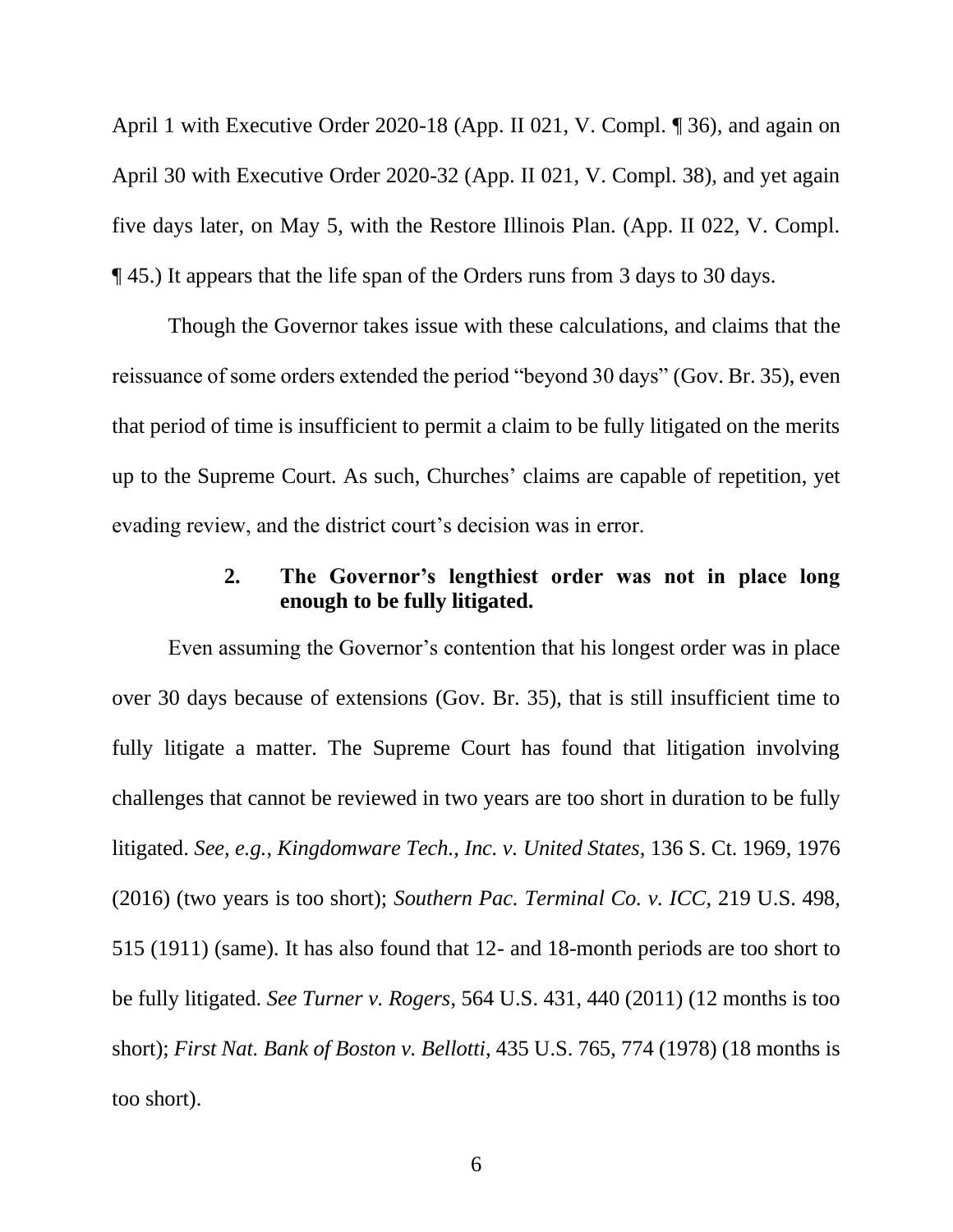April 1 with Executive Order 2020-18 (App. II 021, V. Compl. ¶ 36), and again on April 30 with Executive Order 2020-32 (App. II 021, V. Compl. 38), and yet again five days later, on May 5, with the Restore Illinois Plan. (App. II 022, V. Compl. ¶ 45.) It appears that the life span of the Orders runs from 3 days to 30 days.

Though the Governor takes issue with these calculations, and claims that the reissuance of some orders extended the period "beyond 30 days" (Gov. Br. 35), even that period of time is insufficient to permit a claim to be fully litigated on the merits up to the Supreme Court. As such, Churches' claims are capable of repetition, yet evading review, and the district court's decision was in error.

#### 2. The Governor's lengthiest order was not in place long enough to be fully litigated.

Even assuming the Governor's contention that his longest order was in place over 30 days because of extensions (Gov. Br. 35), that is still insufficient time to fully litigate a matter. The Supreme Court has found that litigation involving challenges that cannot be reviewed in two years are too short in duration to be fully litigated. *See, e.g.*, *Kingdomware Tech., Inc. v. United States*, 136 S. Ct. 1969, 1976 (2016) (two years is too short); *Southern Pac. Terminal Co. v. ICC*, 219 U.S. 498, 515 (1911) (same). It has also found that 12- and 18-month periods are too short to be fully litigated. *See Turner v. Rogers*, 564 U.S. 431, 440 (2011) (12 months is too short); *First Nat. Bank of Boston v. Bellotti*, 435 U.S. 765, 774 (1978) (18 months is too short).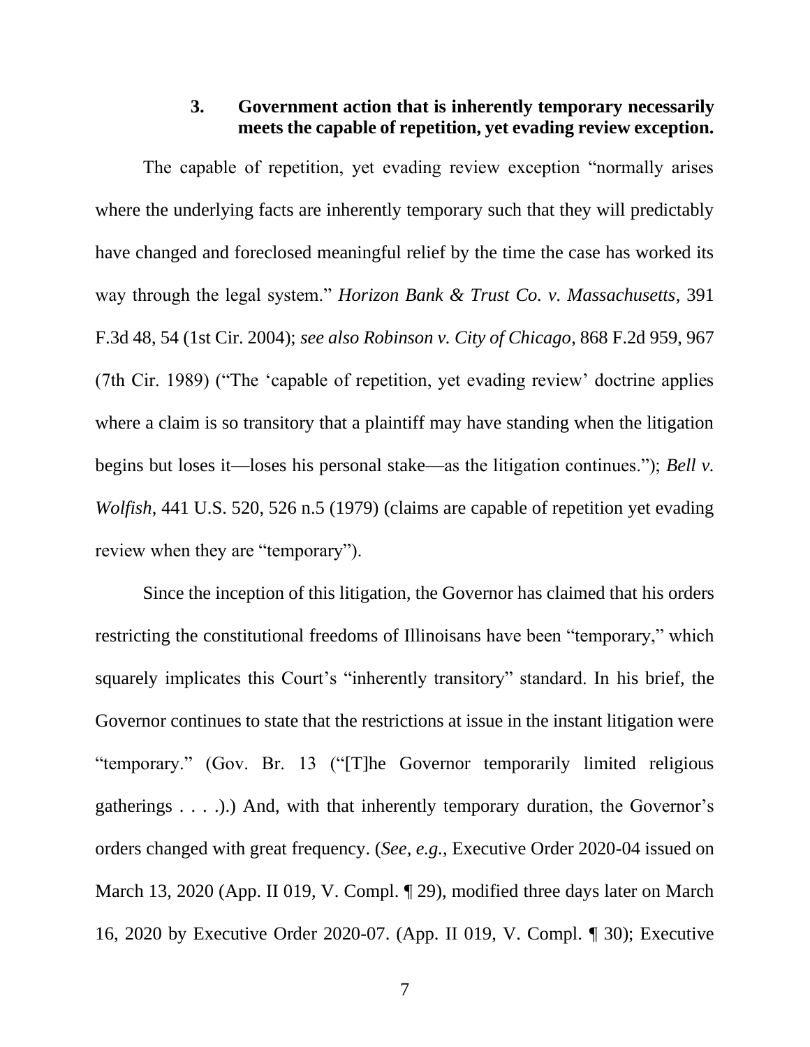### 3. Government action that is inherently temporary necessarily meets the capable of repetition, yet evading review exception.

The capable of repetition, yet evading review exception "normally arises where the underlying facts are inherently temporary such that they will predictably have changed and foreclosed meaningful relief by the time the case has worked its way through the legal system." *Horizon Bank & Trust Co. v. Massachusetts*, 391 F.3d 48, 54 (1st Cir. 2004); *see also Robinson v. City of Chicago*, 868 F.2d 959, 967 (7th Cir. 1989) ("The 'capable of repetition, yet evading review' doctrine applies where a claim is so transitory that a plaintiff may have standing when the litigation begins but loses it—loses his personal stake—as the litigation continues."); *Bell v. Wolfish*, 441 U.S. 520, 526 n.5 (1979) (claims are capable of repetition yet evading review when they are "temporary").

Since the inception of this litigation, the Governor has claimed that his orders restricting the constitutional freedoms of Illinoisans have been "temporary," which squarely implicates this Court's "inherently transitory" standard. In his brief, the Governor continues to state that the restrictions at issue in the instant litigation were "temporary." (Gov. Br. 13 ("[T]he Governor temporarily limited religious gatherings . . . .).) And, with that inherently temporary duration, the Governor's orders changed with great frequency. (*See, e.g.*, Executive Order 2020-04 issued on March 13, 2020 (App. II 019, V. Compl. ¶ 29), modified three days later on March 16, 2020 by Executive Order 2020-07. (App. II 019, V. Compl. ¶ 30); Executive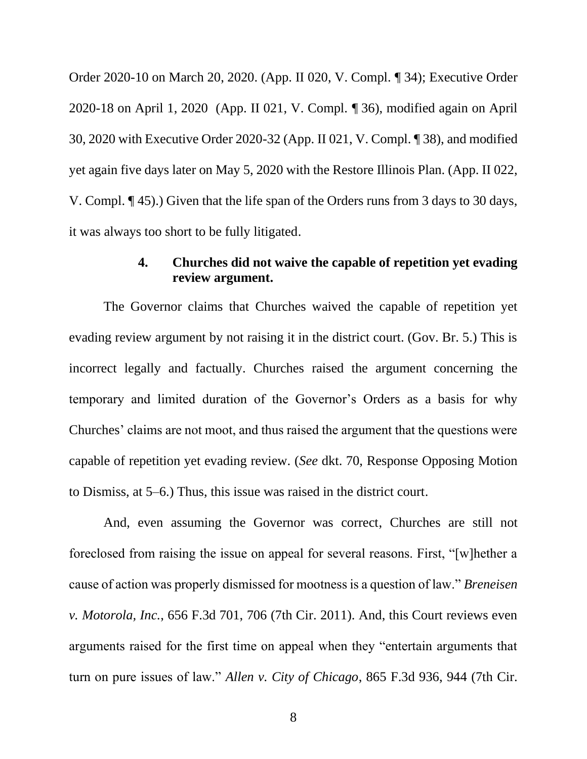Order 2020-10 on March 20, 2020. (App. II 020, V. Compl. ¶ 34); Executive Order 2020-18 on April 1, 2020 (App. II 021, V. Compl. ¶ 36), modified again on April 30, 2020 with Executive Order 2020-32 (App. II 021, V. Compl. ¶ 38), and modified yet again five days later on May 5, 2020 with the Restore Illinois Plan. (App. II 022, V. Compl. ¶ 45).) Given that the life span of the Orders runs from 3 days to 30 days, it was always too short to be fully litigated.

#### 4. Churches did not waive the capable of repetition yet evading review argument.

The Governor claims that Churches waived the capable of repetition yet evading review argument by not raising it in the district court. (Gov. Br. 5.) This is incorrect legally and factually. Churches raised the argument concerning the temporary and limited duration of the Governor's Orders as a basis for why Churches' claims are not moot, and thus raised the argument that the questions were capable of repetition yet evading review. (*See* dkt. 70, Response Opposing Motion to Dismiss, at 5–6.) Thus, this issue was raised in the district court.

And, even assuming the Governor was correct, Churches are still not foreclosed from raising the issue on appeal for several reasons. First, "[w]hether a cause of action was properly dismissed for mootness is a question of law." *Breneisen v. Motorola, Inc.*, 656 F.3d 701, 706 (7th Cir. 2011). And, this Court reviews even arguments raised for the first time on appeal when they "entertain arguments that turn on pure issues of law." *Allen v. City of Chicago*, 865 F.3d 936, 944 (7th Cir.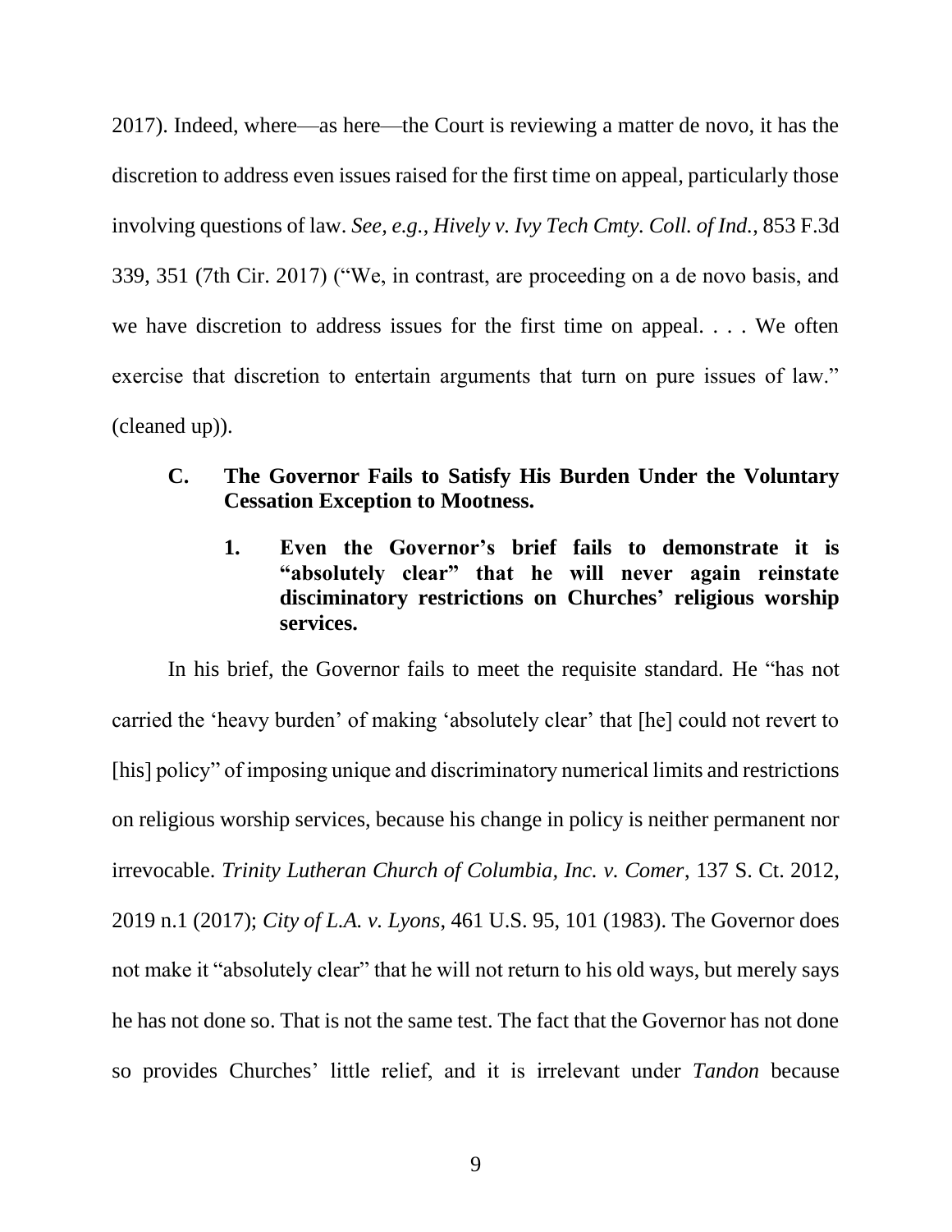2017). Indeed, where—as here—the Court is reviewing a matter de novo, it has the discretion to address even issues raised for the first time on appeal, particularly those involving questions of law. *See, e.g.*, *Hively v. Ivy Tech Cmty. Coll. of Ind.*, 853 F.3d 339, 351 (7th Cir. 2017) ("We, in contrast, are proceeding on a de novo basis, and we have discretion to address issues for the first time on appeal. . . . We often exercise that discretion to entertain arguments that turn on pure issues of law." (cleaned up)).

### C. The Governor Fails to Satisfy His Burden Under the Voluntary Cessation Exception to Mootness.

#### 1. Even the Governor's brief fails to demonstrate it is "absolutely clear" that he will never again reinstate discriminatory restrictions on Churches' religious worship services.

In his brief, the Governor fails to meet the requisite standard. He "has not carried the 'heavy burden' of making 'absolutely clear' that [he] could not revert to [his] policy" of imposing unique and discriminatory numerical limits and restrictions on religious worship services, because his change in policy is neither permanent nor irrevocable. *Trinity Lutheran Church of Columbia, Inc. v. Comer*, 137 S. Ct. 2012, 2019 n.1 (2017); *City of L.A. v. Lyons*, 461 U.S. 95, 101 (1983). The Governor does not make it "absolutely clear" that he will not return to his old ways, but merely says he has not done so. That is not the same test. The fact that the Governor has not done so provides Churches' little relief, and it is irrelevant under *Tandon* because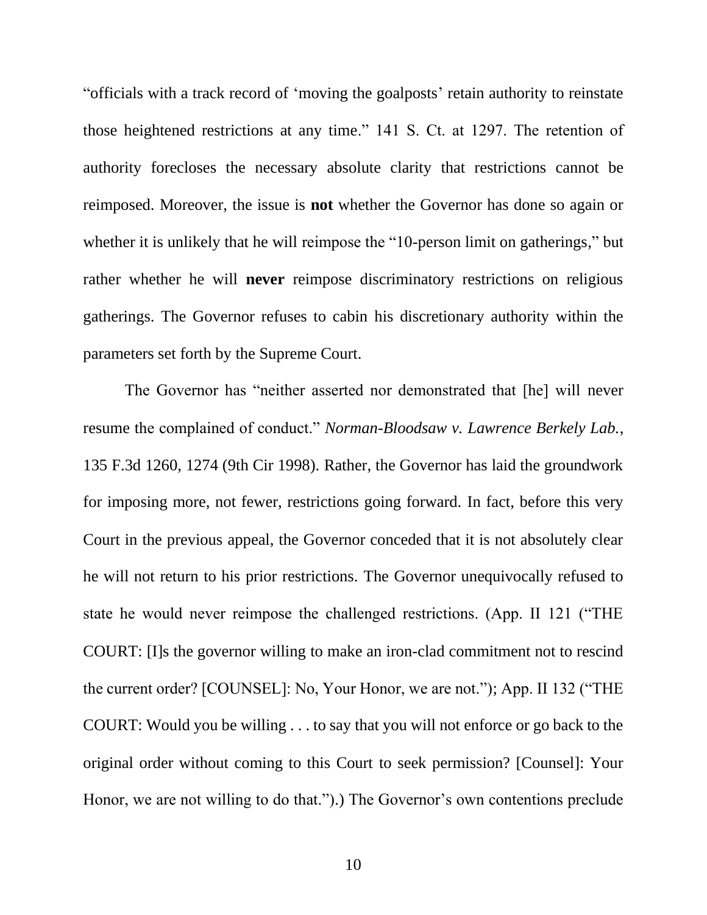"officials with a track record of 'moving the goalposts' retain authority to reinstate those heightened restrictions at any time." 141 S. Ct. at 1297. The retention of authority forecloses the necessary absolute clarity that restrictions cannot be reimposed. Moreover, the issue is **not** whether the Governor has done so again or whether it is unlikely that he will reimpose the "10-person limit on gatherings," but rather whether he will **never** reimpose discriminatory restrictions on religious gatherings. The Governor refuses to cabin his discretionary authority within the parameters set forth by the Supreme Court.

The Governor has "neither asserted nor demonstrated that [he] will never resume the complained of conduct." *Norman-Bloodsaw v. Lawrence Berkely Lab.*, 135 F.3d 1260, 1274 (9th Cir 1998). Rather, the Governor has laid the groundwork for imposing more, not fewer, restrictions going forward. In fact, before this very Court in the previous appeal, the Governor conceded that it is not absolutely clear he will not return to his prior restrictions. The Governor unequivocally refused to state he would never reimpose the challenged restrictions. (App. II 121 ("THE COURT: [I]s the governor willing to make an iron-clad commitment not to rescind the current order? [COUNSEL]: No, Your Honor, we are not."); App. II 132 ("THE COURT: Would you be willing . . . to say that you will not enforce or go back to the original order without coming to this Court to seek permission? [Counsel]: Your Honor, we are not willing to do that.").) The Governor's own contentions preclude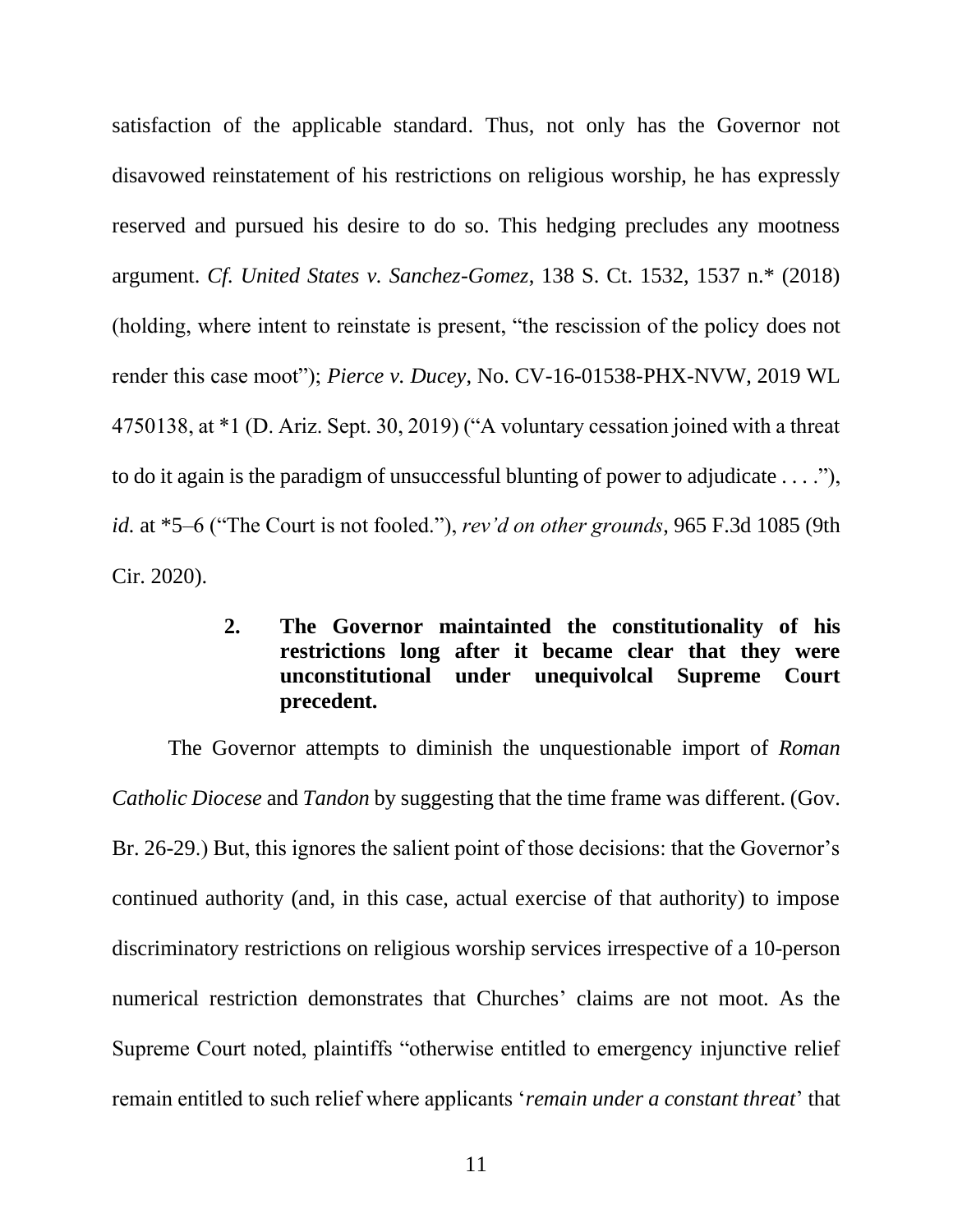satisfaction of the applicable standard. Thus, not only has the Governor not disavowed reinstatement of his restrictions on religious worship, he has expressly reserved and pursued his desire to do so. This hedging precludes any mootness argument. *Cf. United States v. Sanchez-Gomez*, 138 S. Ct. 1532, 1537 n.* (2018) (holding, where intent to reinstate is present, "the rescission of the policy does not render this case moot"); *Pierce v. Ducey,* No. CV-16-01538-PHX-NVW, 2019 WL 4750138, at *1 (D. Ariz. Sept. 30, 2019) ("A voluntary cessation joined with a threat to do it again is the paradigm of unsuccessful blunting of power to adjudicate . . . ."), *id.* at *5–6 ("The Court is not fooled."), *rev'd on other grounds*, 965 F.3d 1085 (9th Cir. 2020).

**2. The Governor maintainted the constitutionality of his restrictions long after it became clear that they were unconstitutional under unequivolcal Supreme Court precedent.**

The Governor attempts to diminish the unquestionable import of *Roman Catholic Diocese* and *Tandon* by suggesting that the time frame was different. (Gov. Br. 26-29.) But, this ignores the salient point of those decisions: that the Governor's continued authority (and, in this case, actual exercise of that authority) to impose discriminatory restrictions on religious worship services irrespective of a 10-person numerical restriction demonstrates that Churches' claims are not moot. As the Supreme Court noted, plaintiffs "otherwise entitled to emergency injunctive relief remain entitled to such relief where applicants '*remain under a constant threat*' that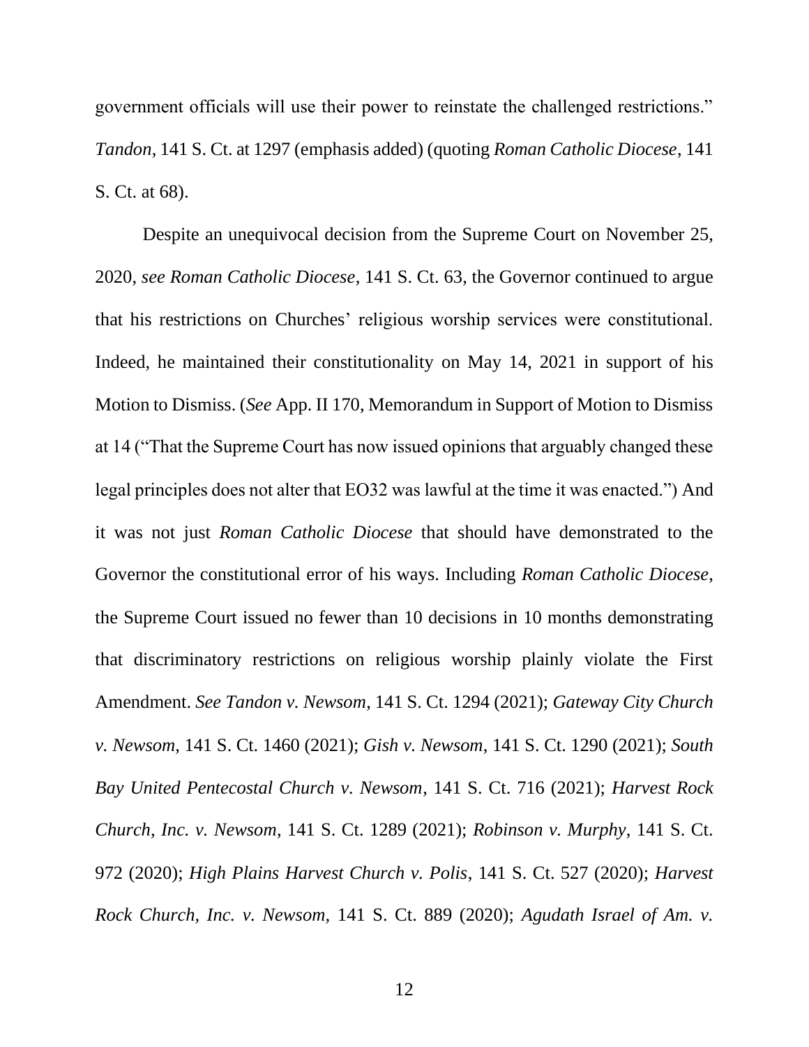government officials will use their power to reinstate the challenged restrictions." *Tandon*, 141 S. Ct. at 1297 (emphasis added) (quoting *Roman Catholic Diocese*, 141 S. Ct. at 68).

Despite an unequivocal decision from the Supreme Court on November 25, 2020, *see Roman Catholic Diocese*, 141 S. Ct. 63, the Governor continued to argue that his restrictions on Churches' religious worship services were constitutional. Indeed, he maintained their constitutionality on May 14, 2021 in support of his Motion to Dismiss. (*See* App. II 170, Memorandum in Support of Motion to Dismiss at 14 ("That the Supreme Court has now issued opinions that arguably changed these legal principles does not alter that EO32 was lawful at the time it was enacted.") And it was not just *Roman Catholic Diocese* that should have demonstrated to the Governor the constitutional error of his ways. Including *Roman Catholic Diocese,* the Supreme Court issued no fewer than 10 decisions in 10 months demonstrating that discriminatory restrictions on religious worship plainly violate the First Amendment. *See Tandon v. Newsom*, 141 S. Ct. 1294 (2021); *Gateway City Church v. Newsom*, 141 S. Ct. 1460 (2021); *Gish v. Newsom*, 141 S. Ct. 1290 (2021); *South Bay United Pentecostal Church v. Newsom*, 141 S. Ct. 716 (2021); *Harvest Rock Church, Inc. v. Newsom*, 141 S. Ct. 1289 (2021); *Robinson v. Murphy*, 141 S. Ct. 972 (2020); *High Plains Harvest Church v. Polis*, 141 S. Ct. 527 (2020); *Harvest Rock Church, Inc. v. Newsom,* 141 S. Ct. 889 (2020); *Agudath Israel of Am. v.*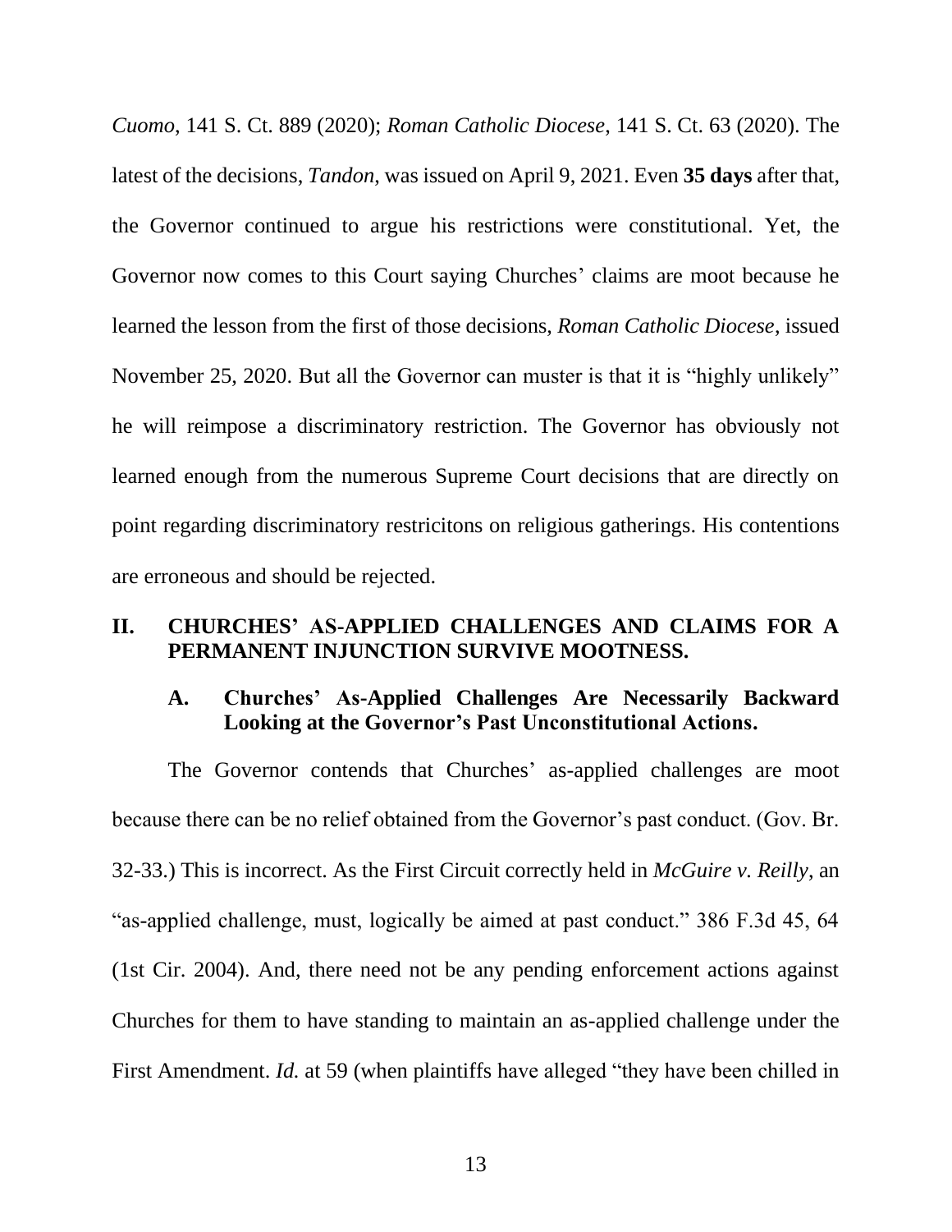*Cuomo*, 141 S. Ct. 889 (2020); *Roman Catholic Diocese*, 141 S. Ct. 63 (2020). The latest of the decisions, *Tandon*, was issued on April 9, 2021. Even **35 days** after that, the Governor continued to argue his restrictions were constitutional. Yet, the Governor now comes to this Court saying Churches' claims are moot because he learned the lesson from the first of those decisions, *Roman Catholic Diocese*, issued November 25, 2020. But all the Governor can muster is that it is "highly unlikely" he will reimpose a discriminatory restriction. The Governor has obviously not learned enough from the numerous Supreme Court decisions that are directly on point regarding discriminatory restricitons on religious gatherings. His contentions are erroneous and should be rejected.

## II. CHURCHES' AS-APPLIED CHALLENGES AND CLAIMS FOR A PERMANENT INJUNCTION SURVIVE MOOTNESS.

### A. Churches' As-Applied Challenges Are Necessarily Backward Looking at the Governor's Past Unconstitutional Actions.

The Governor contends that Churches' as-applied challenges are moot because there can be no relief obtained from the Governor's past conduct. (Gov. Br. 32-33.) This is incorrect. As the First Circuit correctly held in *McGuire v. Reilly*, an "as-applied challenge, must, logically be aimed at past conduct." 386 F.3d 45, 64 (1st Cir. 2004). And, there need not be any pending enforcement actions against Churches for them to have standing to maintain an as-applied challenge under the First Amendment. *Id.* at 59 (when plaintiffs have alleged "they have been chilled in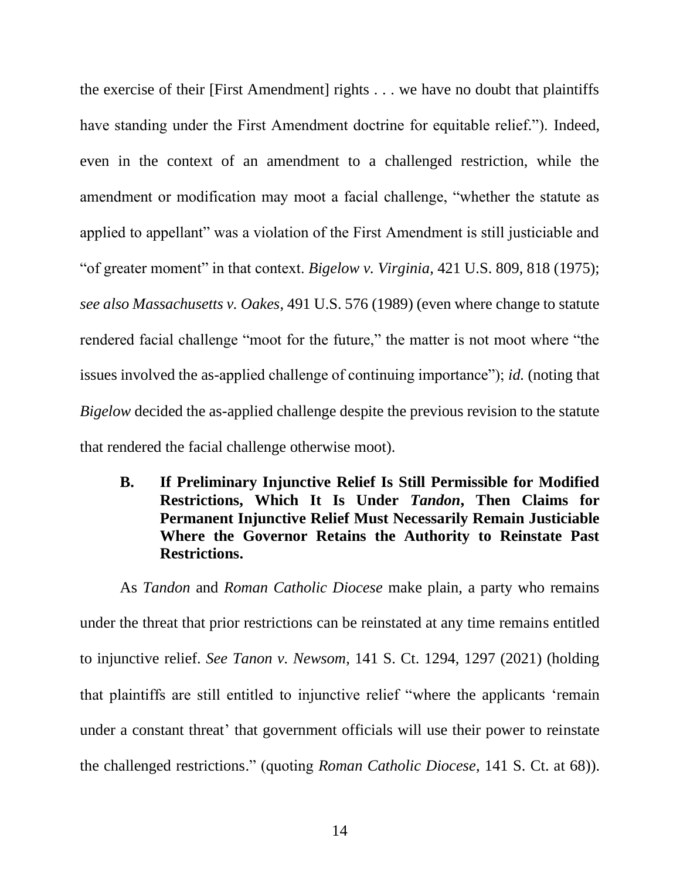the exercise of their [First Amendment] rights . . . we have no doubt that plaintiffs have standing under the First Amendment doctrine for equitable relief."). Indeed, even in the context of an amendment to a challenged restriction, while the amendment or modification may moot a facial challenge, "whether the statute as applied to appellant" was a violation of the First Amendment is still justiciable and "of greater moment" in that context. *Bigelow v. Virginia*, 421 U.S. 809, 818 (1975); *see also Massachusetts v. Oakes*, 491 U.S. 576 (1989) (even where change to statute rendered facial challenge "moot for the future," the matter is not moot where "the issues involved the as-applied challenge of continuing importance"); *id.* (noting that *Bigelow* decided the as-applied challenge despite the previous revision to the statute that rendered the facial challenge otherwise moot).

### B. If Preliminary Injunctive Relief Is Still Permissible for Modified Restrictions, Which It Is Under *Tandon*, Then Claims for Permanent Injunctive Relief Must Necessarily Remain Justiciable Where the Governor Retains the Authority to Reinstate Past Restrictions.

As *Tandon* and *Roman Catholic Diocese* make plain, a party who remains under the threat that prior restrictions can be reinstated at any time remains entitled to injunctive relief. *See Tanon v. Newsom*, 141 S. Ct. 1294, 1297 (2021) (holding that plaintiffs are still entitled to injunctive relief "where the applicants 'remain under a constant threat' that government officials will use their power to reinstate the challenged restrictions." (quoting *Roman Catholic Diocese*, 141 S. Ct. at 68)).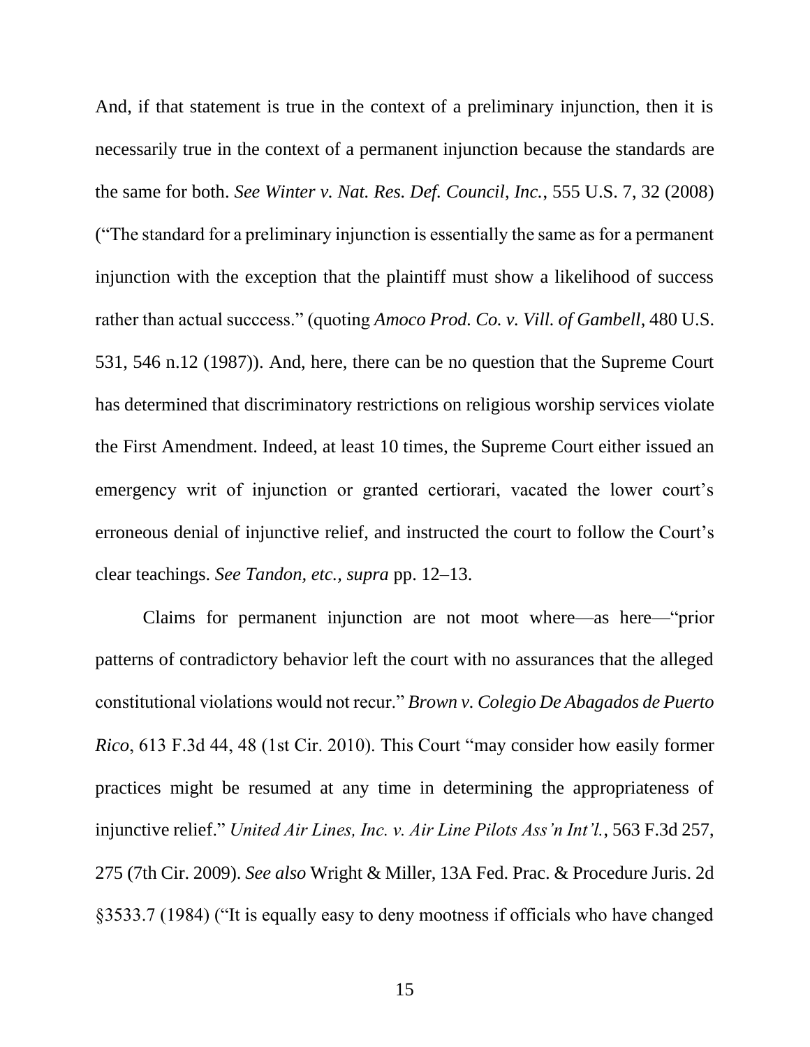And, if that statement is true in the context of a preliminary injunction, then it is necessarily true in the context of a permanent injunction because the standards are the same for both. *See Winter v. Nat. Res. Def. Council, Inc.*, 555 U.S. 7, 32 (2008) ("The standard for a preliminary injunction is essentially the same as for a permanent injunction with the exception that the plaintiff must show a likelihood of success rather than actual succcess." (quoting *Amoco Prod. Co. v. Vill. of Gambell*, 480 U.S. 531, 546 n.12 (1987)). And, here, there can be no question that the Supreme Court has determined that discriminatory restrictions on religious worship services violate the First Amendment. Indeed, at least 10 times, the Supreme Court either issued an emergency writ of injunction or granted certiorari, vacated the lower court's erroneous denial of injunctive relief, and instructed the court to follow the Court's clear teachings. *See Tandon, etc., supra* pp. 12–13.

Claims for permanent injunction are not moot where—as here—"prior patterns of contradictory behavior left the court with no assurances that the alleged constitutional violations would not recur." *Brown v. Colegio De Abagados de Puerto Rico*, 613 F.3d 44, 48 (1st Cir. 2010). This Court "may consider how easily former practices might be resumed at any time in determining the appropriateness of injunctive relief." *United Air Lines, Inc. v. Air Line Pilots Ass'n Int'l.*, 563 F.3d 257, 275 (7th Cir. 2009). *See also* Wright & Miller, 13A Fed. Prac. & Procedure Juris. 2d §3533.7 (1984) ("It is equally easy to deny mootness if officials who have changed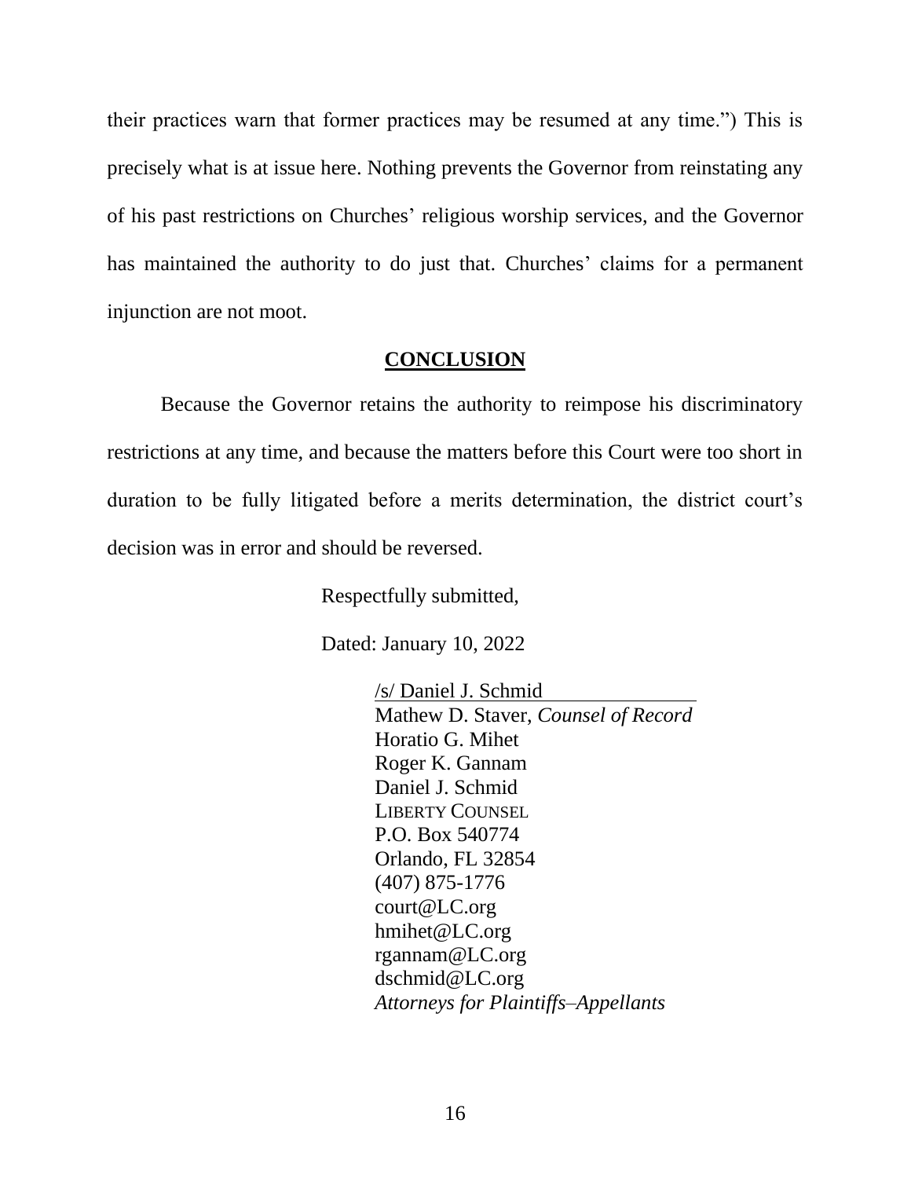their practices warn that former practices may be resumed at any time.") This is precisely what is at issue here. Nothing prevents the Governor from reinstating any of his past restrictions on Churches' religious worship services, and the Governor has maintained the authority to do just that. Churches' claims for a permanent injunction are not moot.

## **CONCLUSION**

Because the Governor retains the authority to reimpose his discriminatory restrictions at any time, and because the matters before this Court were too short in duration to be fully litigated before a merits determination, the district court's decision was in error and should be reversed.

Respectfully submitted,

Dated: January 10, 2022

/s/ Daniel J. Schmid
Mathew D. Staver, *Counsel of Record*
Horatio G. Mihet
Roger K. Gannam
Daniel J. Schmid
LIBERTY COUNSEL
P.O. Box 540774
Orlando, FL 32854
(407) 875-1776
court@LC.org
hmihet@LC.org
rgannam@LC.org
dschmid@LC.org
*Attorneys for Plaintiffs–Appellants*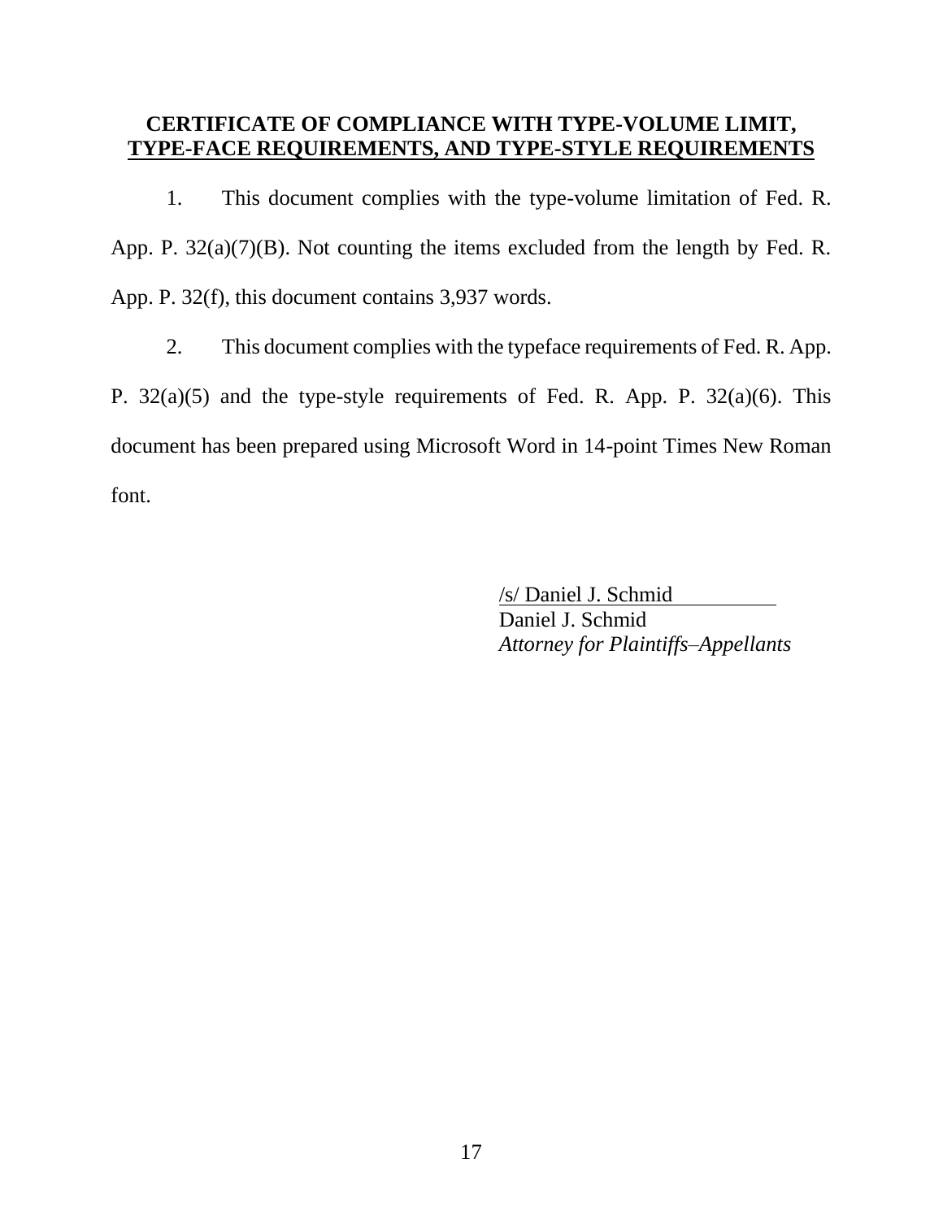## CERTIFICATE OF COMPLIANCE WITH TYPE-VOLUME LIMIT, TYPE-FACE REQUIREMENTS, AND TYPE-STYLE REQUIREMENTS

1. This document complies with the type-volume limitation of Fed. R. App. P. 32(a)(7)(B). Not counting the items excluded from the length by Fed. R. App. P. 32(f), this document contains 3,937 words.

2. This document complies with the typeface requirements of Fed. R. App. P. 32(a)(5) and the type-style requirements of Fed. R. App. P. 32(a)(6). This document has been prepared using Microsoft Word in 14-point Times New Roman font.

/s/ Daniel J. Schmid  
Daniel J. Schmid  
*Attorney for Plaintiffs–Appellants*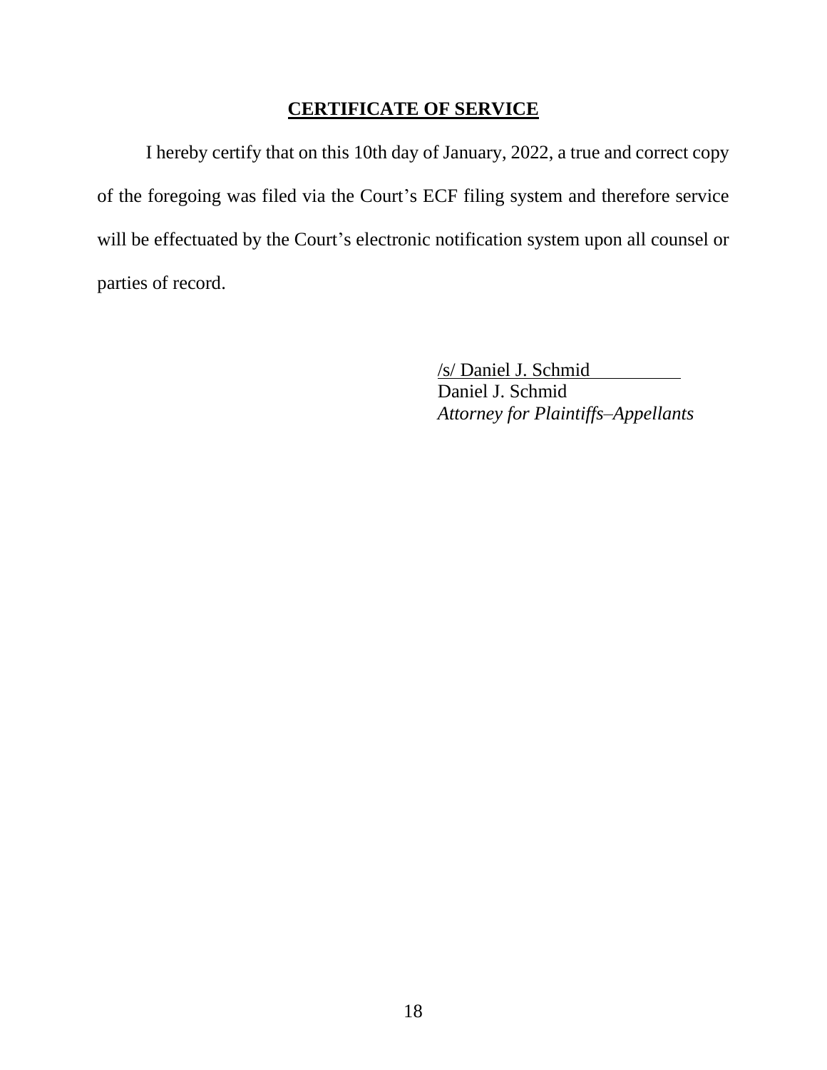## CERTIFICATE OF SERVICE

I hereby certify that on this 10th day of January, 2022, a true and correct copy of the foregoing was filed via the Court's ECF filing system and therefore service will be effectuated by the Court's electronic notification system upon all counsel or parties of record.

/s/ Daniel J. Schmid
Daniel J. Schmid
*Attorney for Plaintiffs–Appellants*